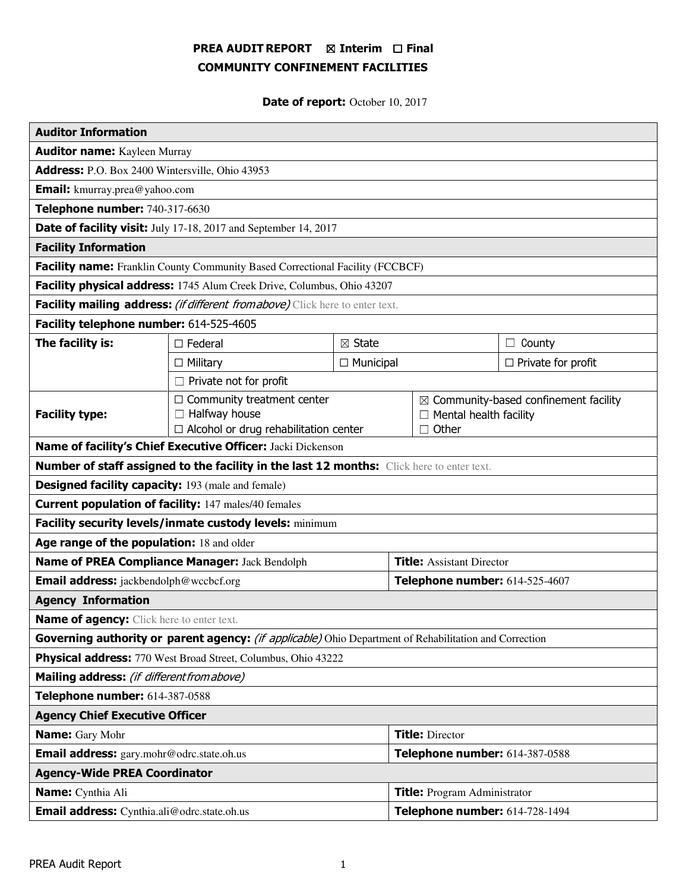**PREA AUDIT REPORT ☒ Interim ☐ Final**
**COMMUNITY CONFINEMENT FACILITIES**

**Date of report:** October 10, 2017

| **Auditor Information** | | | |
|---|---|---|---|
| **Auditor name:** Kayleen Murray | | | |
| **Address:** P.O. Box 2400 Wintersville, Ohio 43953 | | | |
| **Email:** kmurray.prea@yahoo.com | | | |
| **Telephone number:** 740-317-6630 | | | |
| **Date of facility visit:** July 17-18, 2017 and September 14, 2017 | | | |
| **Facility Information** | | | |
| **Facility name:** Franklin County Community Based Correctional Facility (FCCBCF) | | | |
| **Facility physical address:** 1745 Alum Creek Drive, Columbus, Ohio 43207 | | | |
| **Facility mailing address:** *(if different from above)* Click here to enter text. | | | |
| **Facility telephone number:** 614-525-4605 | | | |
| **The facility is:** | ☐ Federal | ☒ State | ☐ County |
| | ☐ Military | ☐ Municipal | ☐ Private for profit |
| | ☐ Private not for profit | | |
| **Facility type:** | ☐ Community treatment center<br>☐ Halfway house<br>☐ Alcohol or drug rehabilitation center | ☒ Community-based confinement facility<br>☐ Mental health facility<br>☐ Other | |
| **Name of facility's Chief Executive Officer:** Jacki Dickenson | | | |
| **Number of staff assigned to the facility in the last 12 months:** Click here to enter text. | | | |
| **Designed facility capacity:** 193 (male and female) | | | |
| **Current population of facility:** 147 males/40 females | | | |
| **Facility security levels/inmate custody levels:** minimum | | | |
| **Age range of the population:** 18 and older | | | |
| **Name of PREA Compliance Manager:** Jack Bendolph | | **Title:** Assistant Director | |
| **Email address:** jackbendolph@wccbcf.org | | **Telephone number:** 614-525-4607 | |
| **Agency Information** | | | |
| **Name of agency:** Click here to enter text. | | | |
| **Governing authority or parent agency:** *(if applicable)* Ohio Department of Rehabilitation and Correction | | | |
| **Physical address:** 770 West Broad Street, Columbus, Ohio 43222 | | | |
| **Mailing address:** *(if different from above)* | | | |
| **Telephone number:** 614-387-0588 | | | |
| **Agency Chief Executive Officer** | | | |
| **Name:** Gary Mohr | | **Title:** Director | |
| **Email address:** gary.mohr@odrc.state.oh.us | | **Telephone number:** 614-387-0588 | |
| **Agency-Wide PREA Coordinator** | | | |
| **Name:** Cynthia Ali | | **Title:** Program Administrator | |
| **Email address:** Cynthia.ali@odrc.state.oh.us | | **Telephone number:** 614-728-1494 | |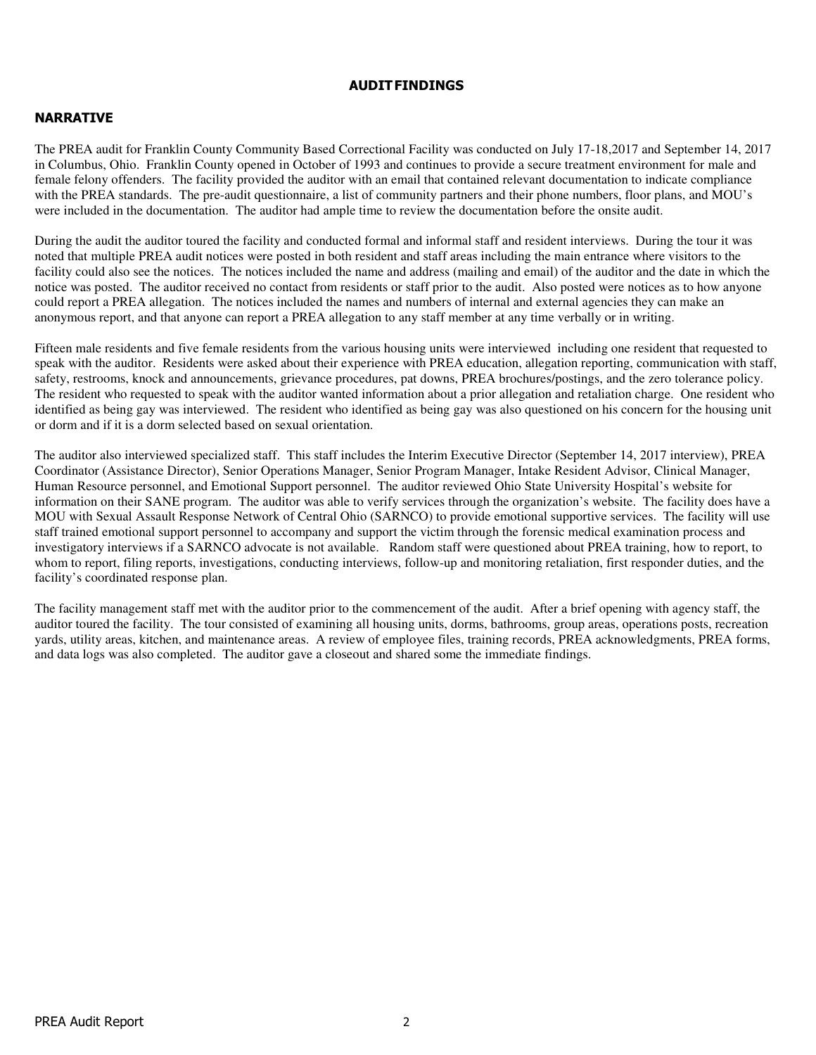## AUDIT FINDINGS

### NARRATIVE

The PREA audit for Franklin County Community Based Correctional Facility was conducted on July 17-18,2017 and September 14, 2017 in Columbus, Ohio. Franklin County opened in October of 1993 and continues to provide a secure treatment environment for male and female felony offenders. The facility provided the auditor with an email that contained relevant documentation to indicate compliance with the PREA standards. The pre-audit questionnaire, a list of community partners and their phone numbers, floor plans, and MOU's were included in the documentation. The auditor had ample time to review the documentation before the onsite audit.

During the audit the auditor toured the facility and conducted formal and informal staff and resident interviews. During the tour it was noted that multiple PREA audit notices were posted in both resident and staff areas including the main entrance where visitors to the facility could also see the notices. The notices included the name and address (mailing and email) of the auditor and the date in which the notice was posted. The auditor received no contact from residents or staff prior to the audit. Also posted were notices as to how anyone could report a PREA allegation. The notices included the names and numbers of internal and external agencies they can make an anonymous report, and that anyone can report a PREA allegation to any staff member at any time verbally or in writing.

Fifteen male residents and five female residents from the various housing units were interviewed including one resident that requested to speak with the auditor. Residents were asked about their experience with PREA education, allegation reporting, communication with staff, safety, restrooms, knock and announcements, grievance procedures, pat downs, PREA brochures/postings, and the zero tolerance policy. The resident who requested to speak with the auditor wanted information about a prior allegation and retaliation charge. One resident who identified as being gay was interviewed. The resident who identified as being gay was also questioned on his concern for the housing unit or dorm and if it is a dorm selected based on sexual orientation.

The auditor also interviewed specialized staff. This staff includes the Interim Executive Director (September 14, 2017 interview), PREA Coordinator (Assistance Director), Senior Operations Manager, Senior Program Manager, Intake Resident Advisor, Clinical Manager, Human Resource personnel, and Emotional Support personnel. The auditor reviewed Ohio State University Hospital's website for information on their SANE program. The auditor was able to verify services through the organization's website. The facility does have a MOU with Sexual Assault Response Network of Central Ohio (SARNCO) to provide emotional supportive services. The facility will use staff trained emotional support personnel to accompany and support the victim through the forensic medical examination process and investigatory interviews if a SARNCO advocate is not available. Random staff were questioned about PREA training, how to report, to whom to report, filing reports, investigations, conducting interviews, follow-up and monitoring retaliation, first responder duties, and the facility's coordinated response plan.

The facility management staff met with the auditor prior to the commencement of the audit. After a brief opening with agency staff, the auditor toured the facility. The tour consisted of examining all housing units, dorms, bathrooms, group areas, operations posts, recreation yards, utility areas, kitchen, and maintenance areas. A review of employee files, training records, PREA acknowledgments, PREA forms, and data logs was also completed. The auditor gave a closeout and shared some the immediate findings.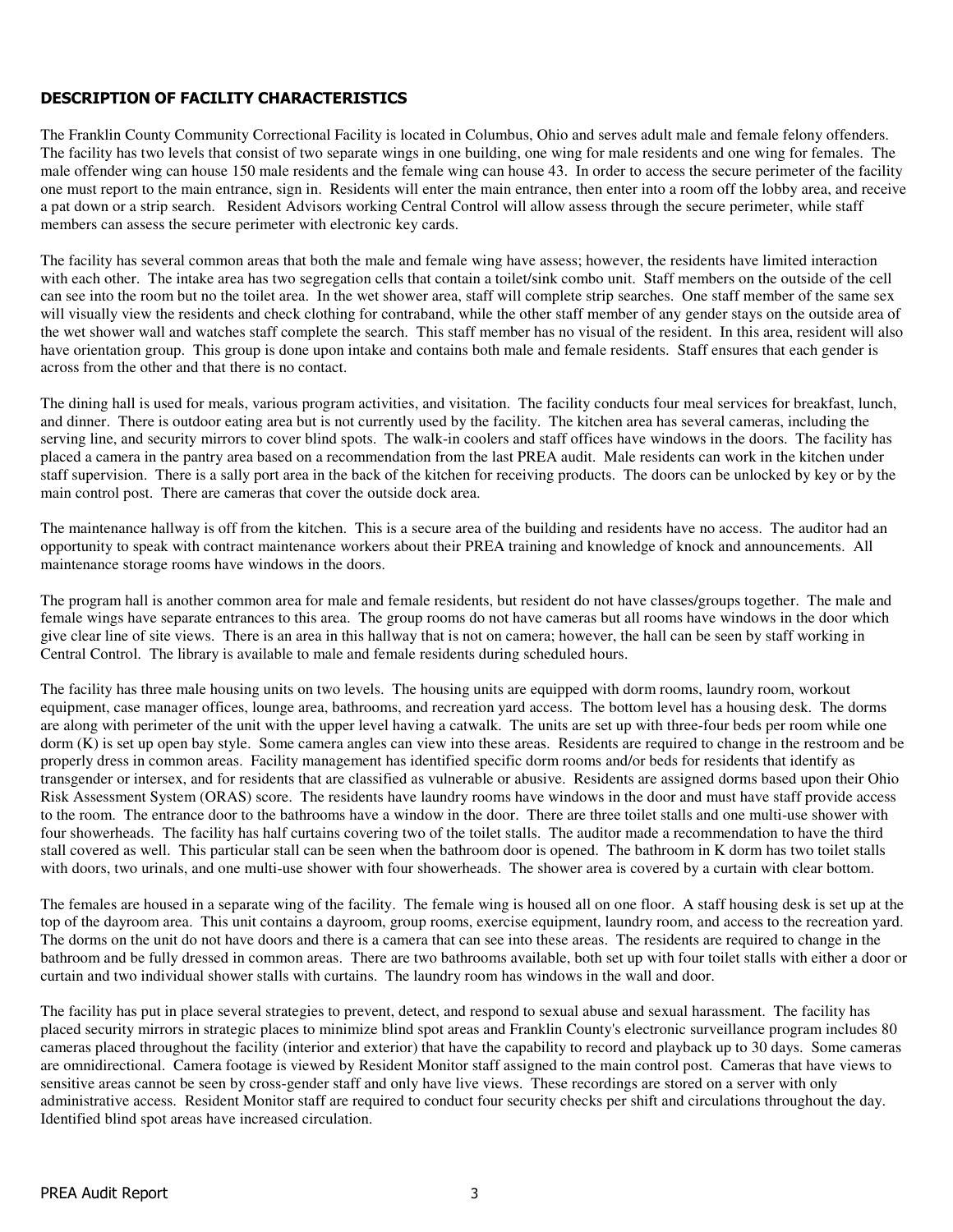## DESCRIPTION OF FACILITY CHARACTERISTICS

The Franklin County Community Correctional Facility is located in Columbus, Ohio and serves adult male and female felony offenders. The facility has two levels that consist of two separate wings in one building, one wing for male residents and one wing for females. The male offender wing can house 150 male residents and the female wing can house 43. In order to access the secure perimeter of the facility one must report to the main entrance, sign in. Residents will enter the main entrance, then enter into a room off the lobby area, and receive a pat down or a strip search. Resident Advisors working Central Control will allow assess through the secure perimeter, while staff members can assess the secure perimeter with electronic key cards.

The facility has several common areas that both the male and female wing have assess; however, the residents have limited interaction with each other. The intake area has two segregation cells that contain a toilet/sink combo unit. Staff members on the outside of the cell can see into the room but no the toilet area. In the wet shower area, staff will complete strip searches. One staff member of the same sex will visually view the residents and check clothing for contraband, while the other staff member of any gender stays on the outside area of the wet shower wall and watches staff complete the search. This staff member has no visual of the resident. In this area, resident will also have orientation group. This group is done upon intake and contains both male and female residents. Staff ensures that each gender is across from the other and that there is no contact.

The dining hall is used for meals, various program activities, and visitation. The facility conducts four meal services for breakfast, lunch, and dinner. There is outdoor eating area but is not currently used by the facility. The kitchen area has several cameras, including the serving line, and security mirrors to cover blind spots. The walk-in coolers and staff offices have windows in the doors. The facility has placed a camera in the pantry area based on a recommendation from the last PREA audit. Male residents can work in the kitchen under staff supervision. There is a sally port area in the back of the kitchen for receiving products. The doors can be unlocked by key or by the main control post. There are cameras that cover the outside dock area.

The maintenance hallway is off from the kitchen. This is a secure area of the building and residents have no access. The auditor had an opportunity to speak with contract maintenance workers about their PREA training and knowledge of knock and announcements. All maintenance storage rooms have windows in the doors.

The program hall is another common area for male and female residents, but resident do not have classes/groups together. The male and female wings have separate entrances to this area. The group rooms do not have cameras but all rooms have windows in the door which give clear line of site views. There is an area in this hallway that is not on camera; however, the hall can be seen by staff working in Central Control. The library is available to male and female residents during scheduled hours.

The facility has three male housing units on two levels. The housing units are equipped with dorm rooms, laundry room, workout equipment, case manager offices, lounge area, bathrooms, and recreation yard access. The bottom level has a housing desk. The dorms are along with perimeter of the unit with the upper level having a catwalk. The units are set up with three-four beds per room while one dorm (K) is set up open bay style. Some camera angles can view into these areas. Residents are required to change in the restroom and be properly dress in common areas. Facility management has identified specific dorm rooms and/or beds for residents that identify as transgender or intersex, and for residents that are classified as vulnerable or abusive. Residents are assigned dorms based upon their Ohio Risk Assessment System (ORAS) score. The residents have laundry rooms have windows in the door and must have staff provide access to the room. The entrance door to the bathrooms have a window in the door. There are three toilet stalls and one multi-use shower with four showerheads. The facility has half curtains covering two of the toilet stalls. The auditor made a recommendation to have the third stall covered as well. This particular stall can be seen when the bathroom door is opened. The bathroom in K dorm has two toilet stalls with doors, two urinals, and one multi-use shower with four showerheads. The shower area is covered by a curtain with clear bottom.

The females are housed in a separate wing of the facility. The female wing is housed all on one floor. A staff housing desk is set up at the top of the dayroom area. This unit contains a dayroom, group rooms, exercise equipment, laundry room, and access to the recreation yard. The dorms on the unit do not have doors and there is a camera that can see into these areas. The residents are required to change in the bathroom and be fully dressed in common areas. There are two bathrooms available, both set up with four toilet stalls with either a door or curtain and two individual shower stalls with curtains. The laundry room has windows in the wall and door.

The facility has put in place several strategies to prevent, detect, and respond to sexual abuse and sexual harassment. The facility has placed security mirrors in strategic places to minimize blind spot areas and Franklin County's electronic surveillance program includes 80 cameras placed throughout the facility (interior and exterior) that have the capability to record and playback up to 30 days. Some cameras are omnidirectional. Camera footage is viewed by Resident Monitor staff assigned to the main control post. Cameras that have views to sensitive areas cannot be seen by cross-gender staff and only have live views. These recordings are stored on a server with only administrative access. Resident Monitor staff are required to conduct four security checks per shift and circulations throughout the day. Identified blind spot areas have increased circulation.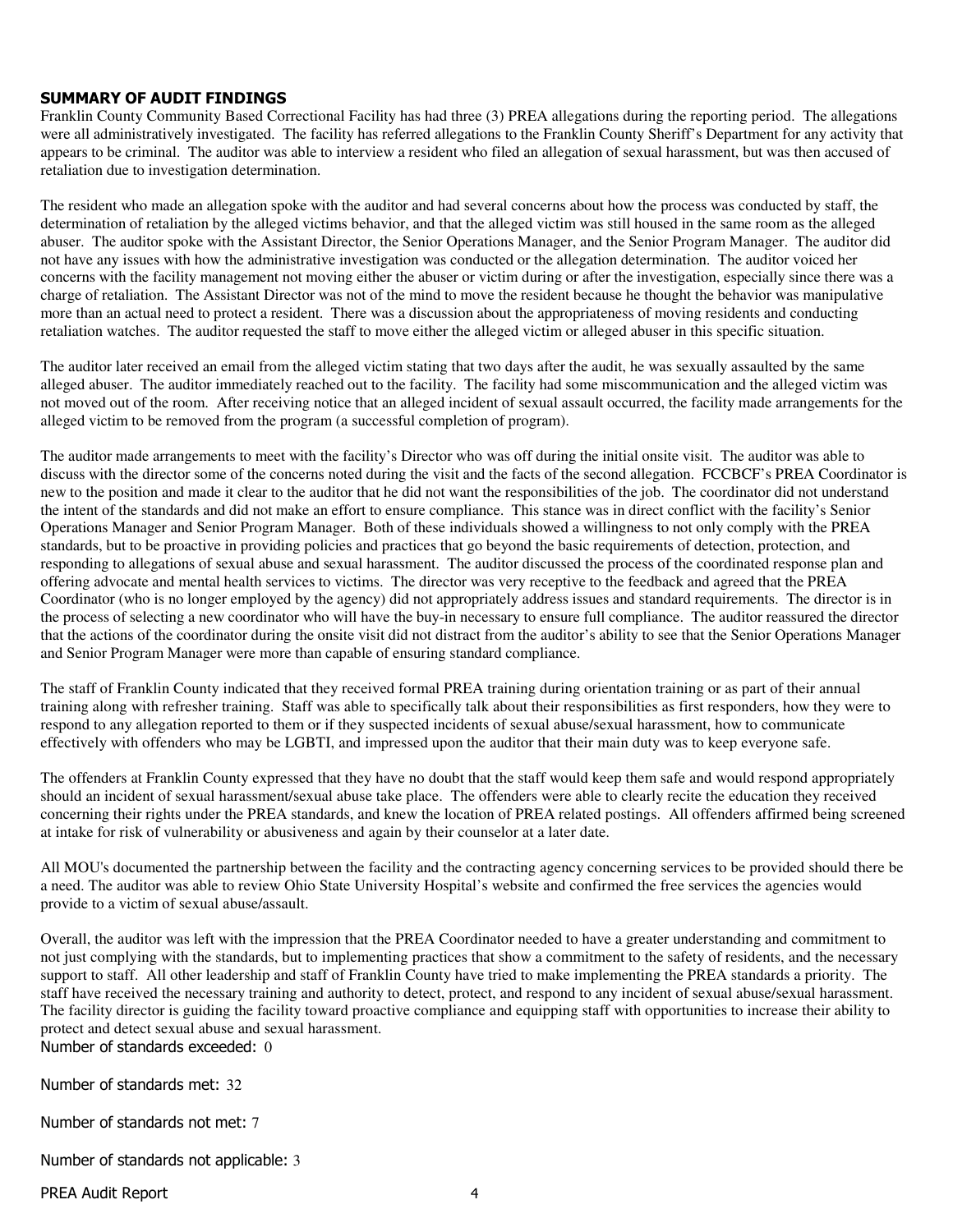## SUMMARY OF AUDIT FINDINGS

Franklin County Community Based Correctional Facility has had three (3) PREA allegations during the reporting period. The allegations were all administratively investigated. The facility has referred allegations to the Franklin County Sheriff's Department for any activity that appears to be criminal. The auditor was able to interview a resident who filed an allegation of sexual harassment, but was then accused of retaliation due to investigation determination.

The resident who made an allegation spoke with the auditor and had several concerns about how the process was conducted by staff, the determination of retaliation by the alleged victims behavior, and that the alleged victim was still housed in the same room as the alleged abuser. The auditor spoke with the Assistant Director, the Senior Operations Manager, and the Senior Program Manager. The auditor did not have any issues with how the administrative investigation was conducted or the allegation determination. The auditor voiced her concerns with the facility management not moving either the abuser or victim during or after the investigation, especially since there was a charge of retaliation. The Assistant Director was not of the mind to move the resident because he thought the behavior was manipulative more than an actual need to protect a resident. There was a discussion about the appropriateness of moving residents and conducting retaliation watches. The auditor requested the staff to move either the alleged victim or alleged abuser in this specific situation.

The auditor later received an email from the alleged victim stating that two days after the audit, he was sexually assaulted by the same alleged abuser. The auditor immediately reached out to the facility. The facility had some miscommunication and the alleged victim was not moved out of the room. After receiving notice that an alleged incident of sexual assault occurred, the facility made arrangements for the alleged victim to be removed from the program (a successful completion of program).

The auditor made arrangements to meet with the facility's Director who was off during the initial onsite visit. The auditor was able to discuss with the director some of the concerns noted during the visit and the facts of the second allegation. FCCBCF's PREA Coordinator is new to the position and made it clear to the auditor that he did not want the responsibilities of the job. The coordinator did not understand the intent of the standards and did not make an effort to ensure compliance. This stance was in direct conflict with the facility's Senior Operations Manager and Senior Program Manager. Both of these individuals showed a willingness to not only comply with the PREA standards, but to be proactive in providing policies and practices that go beyond the basic requirements of detection, protection, and responding to allegations of sexual abuse and sexual harassment. The auditor discussed the process of the coordinated response plan and offering advocate and mental health services to victims. The director was very receptive to the feedback and agreed that the PREA Coordinator (who is no longer employed by the agency) did not appropriately address issues and standard requirements. The director is in the process of selecting a new coordinator who will have the buy-in necessary to ensure full compliance. The auditor reassured the director that the actions of the coordinator during the onsite visit did not distract from the auditor's ability to see that the Senior Operations Manager and Senior Program Manager were more than capable of ensuring standard compliance.

The staff of Franklin County indicated that they received formal PREA training during orientation training or as part of their annual training along with refresher training. Staff was able to specifically talk about their responsibilities as first responders, how they were to respond to any allegation reported to them or if they suspected incidents of sexual abuse/sexual harassment, how to communicate effectively with offenders who may be LGBTI, and impressed upon the auditor that their main duty was to keep everyone safe.

The offenders at Franklin County expressed that they have no doubt that the staff would keep them safe and would respond appropriately should an incident of sexual harassment/sexual abuse take place. The offenders were able to clearly recite the education they received concerning their rights under the PREA standards, and knew the location of PREA related postings. All offenders affirmed being screened at intake for risk of vulnerability or abusiveness and again by their counselor at a later date.

All MOU's documented the partnership between the facility and the contracting agency concerning services to be provided should there be a need. The auditor was able to review Ohio State University Hospital's website and confirmed the free services the agencies would provide to a victim of sexual abuse/assault.

Overall, the auditor was left with the impression that the PREA Coordinator needed to have a greater understanding and commitment to not just complying with the standards, but to implementing practices that show a commitment to the safety of residents, and the necessary support to staff. All other leadership and staff of Franklin County have tried to make implementing the PREA standards a priority. The staff have received the necessary training and authority to detect, protect, and respond to any incident of sexual abuse/sexual harassment. The facility director is guiding the facility toward proactive compliance and equipping staff with opportunities to increase their ability to protect and detect sexual abuse and sexual harassment.

Number of standards exceeded: 0

Number of standards met: 32

Number of standards not met: 7

Number of standards not applicable: 3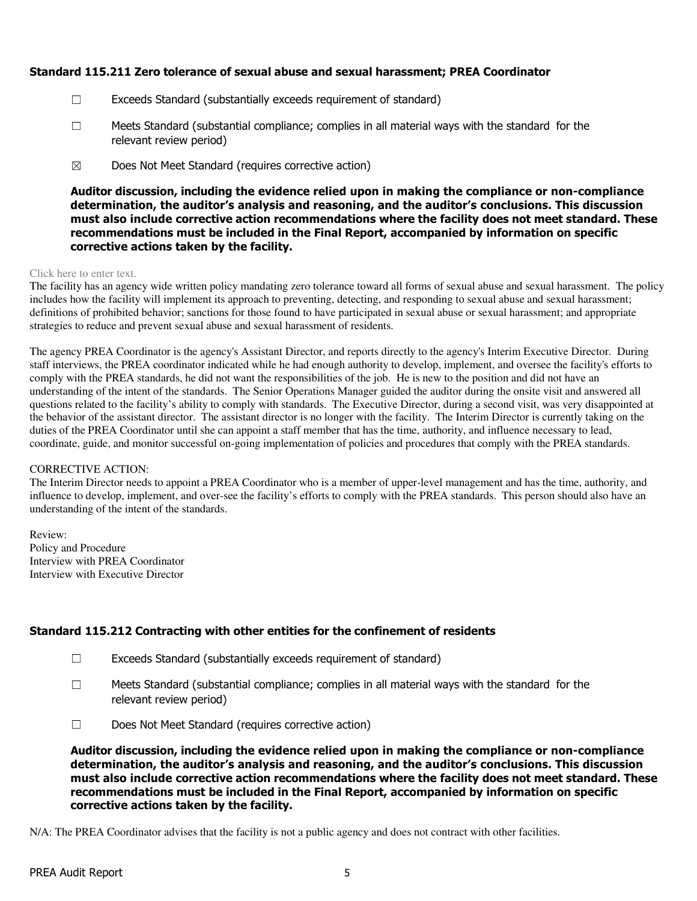### Standard 115.211 Zero tolerance of sexual abuse and sexual harassment; PREA Coordinator

☐ Exceeds Standard (substantially exceeds requirement of standard)

☐ Meets Standard (substantial compliance; complies in all material ways with the standard for the relevant review period)

☒ Does Not Meet Standard (requires corrective action)

**Auditor discussion, including the evidence relied upon in making the compliance or non-compliance determination, the auditor's analysis and reasoning, and the auditor's conclusions. This discussion must also include corrective action recommendations where the facility does not meet standard. These recommendations must be included in the Final Report, accompanied by information on specific corrective actions taken by the facility.**

Click here to enter text.

The facility has an agency wide written policy mandating zero tolerance toward all forms of sexual abuse and sexual harassment. The policy includes how the facility will implement its approach to preventing, detecting, and responding to sexual abuse and sexual harassment; definitions of prohibited behavior; sanctions for those found to have participated in sexual abuse or sexual harassment; and appropriate strategies to reduce and prevent sexual abuse and sexual harassment of residents.

The agency PREA Coordinator is the agency's Assistant Director, and reports directly to the agency's Interim Executive Director. During staff interviews, the PREA coordinator indicated while he had enough authority to develop, implement, and oversee the facility's efforts to comply with the PREA standards, he did not want the responsibilities of the job. He is new to the position and did not have an understanding of the intent of the standards. The Senior Operations Manager guided the auditor during the onsite visit and answered all questions related to the facility's ability to comply with standards. The Executive Director, during a second visit, was very disappointed at the behavior of the assistant director. The assistant director is no longer with the facility. The Interim Director is currently taking on the duties of the PREA Coordinator until she can appoint a staff member that has the time, authority, and influence necessary to lead, coordinate, guide, and monitor successful on-going implementation of policies and procedures that comply with the PREA standards.

CORRECTIVE ACTION:
The Interim Director needs to appoint a PREA Coordinator who is a member of upper-level management and has the time, authority, and influence to develop, implement, and over-see the facility's efforts to comply with the PREA standards. This person should also have an understanding of the intent of the standards.

Review:
Policy and Procedure
Interview with PREA Coordinator
Interview with Executive Director

### Standard 115.212 Contracting with other entities for the confinement of residents

☐ Exceeds Standard (substantially exceeds requirement of standard)

☐ Meets Standard (substantial compliance; complies in all material ways with the standard for the relevant review period)

☐ Does Not Meet Standard (requires corrective action)

**Auditor discussion, including the evidence relied upon in making the compliance or non-compliance determination, the auditor's analysis and reasoning, and the auditor's conclusions. This discussion must also include corrective action recommendations where the facility does not meet standard. These recommendations must be included in the Final Report, accompanied by information on specific corrective actions taken by the facility.**

N/A: The PREA Coordinator advises that the facility is not a public agency and does not contract with other facilities.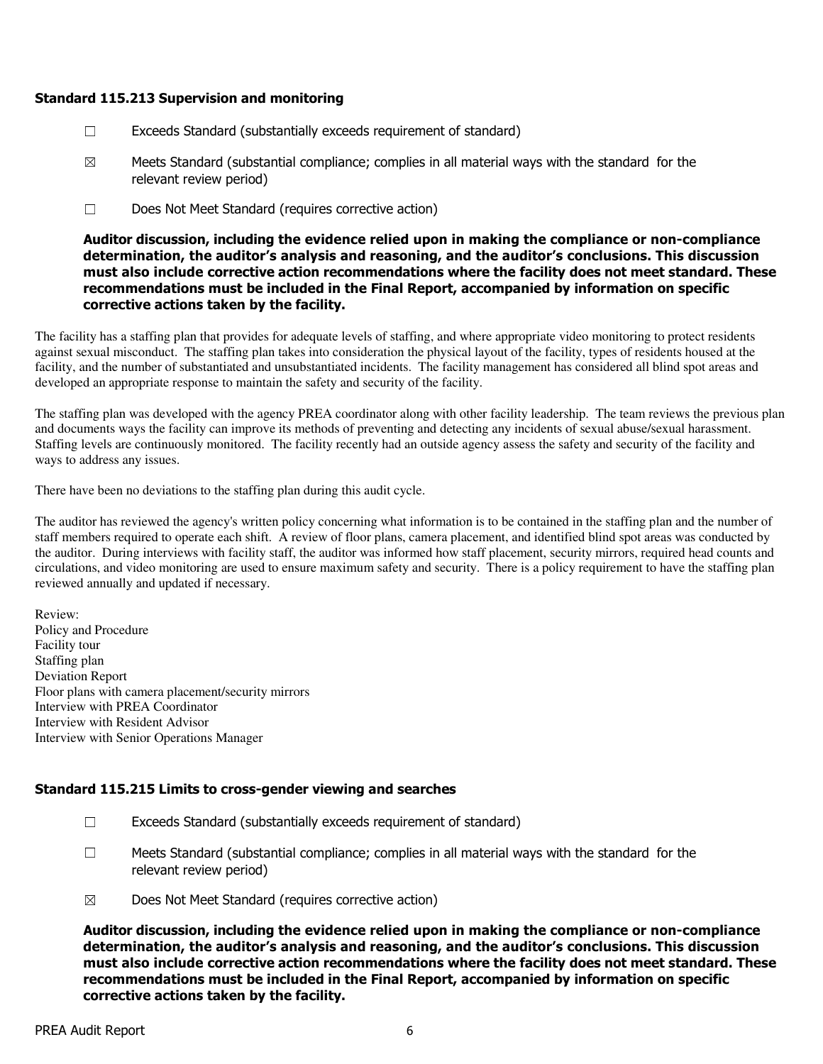### Standard 115.213 Supervision and monitoring

☐ Exceeds Standard (substantially exceeds requirement of standard)

☒ Meets Standard (substantial compliance; complies in all material ways with the standard for the relevant review period)

☐ Does Not Meet Standard (requires corrective action)

**Auditor discussion, including the evidence relied upon in making the compliance or non-compliance determination, the auditor's analysis and reasoning, and the auditor's conclusions. This discussion must also include corrective action recommendations where the facility does not meet standard. These recommendations must be included in the Final Report, accompanied by information on specific corrective actions taken by the facility.**

The facility has a staffing plan that provides for adequate levels of staffing, and where appropriate video monitoring to protect residents against sexual misconduct. The staffing plan takes into consideration the physical layout of the facility, types of residents housed at the facility, and the number of substantiated and unsubstantiated incidents. The facility management has considered all blind spot areas and developed an appropriate response to maintain the safety and security of the facility.

The staffing plan was developed with the agency PREA coordinator along with other facility leadership. The team reviews the previous plan and documents ways the facility can improve its methods of preventing and detecting any incidents of sexual abuse/sexual harassment. Staffing levels are continuously monitored. The facility recently had an outside agency assess the safety and security of the facility and ways to address any issues.

There have been no deviations to the staffing plan during this audit cycle.

The auditor has reviewed the agency's written policy concerning what information is to be contained in the staffing plan and the number of staff members required to operate each shift. A review of floor plans, camera placement, and identified blind spot areas was conducted by the auditor. During interviews with facility staff, the auditor was informed how staff placement, security mirrors, required head counts and circulations, and video monitoring are used to ensure maximum safety and security. There is a policy requirement to have the staffing plan reviewed annually and updated if necessary.

Review:
Policy and Procedure
Facility tour
Staffing plan
Deviation Report
Floor plans with camera placement/security mirrors
Interview with PREA Coordinator
Interview with Resident Advisor
Interview with Senior Operations Manager

### Standard 115.215 Limits to cross-gender viewing and searches

☐ Exceeds Standard (substantially exceeds requirement of standard)

☐ Meets Standard (substantial compliance; complies in all material ways with the standard for the relevant review period)

☒ Does Not Meet Standard (requires corrective action)

**Auditor discussion, including the evidence relied upon in making the compliance or non-compliance determination, the auditor's analysis and reasoning, and the auditor's conclusions. This discussion must also include corrective action recommendations where the facility does not meet standard. These recommendations must be included in the Final Report, accompanied by information on specific corrective actions taken by the facility.**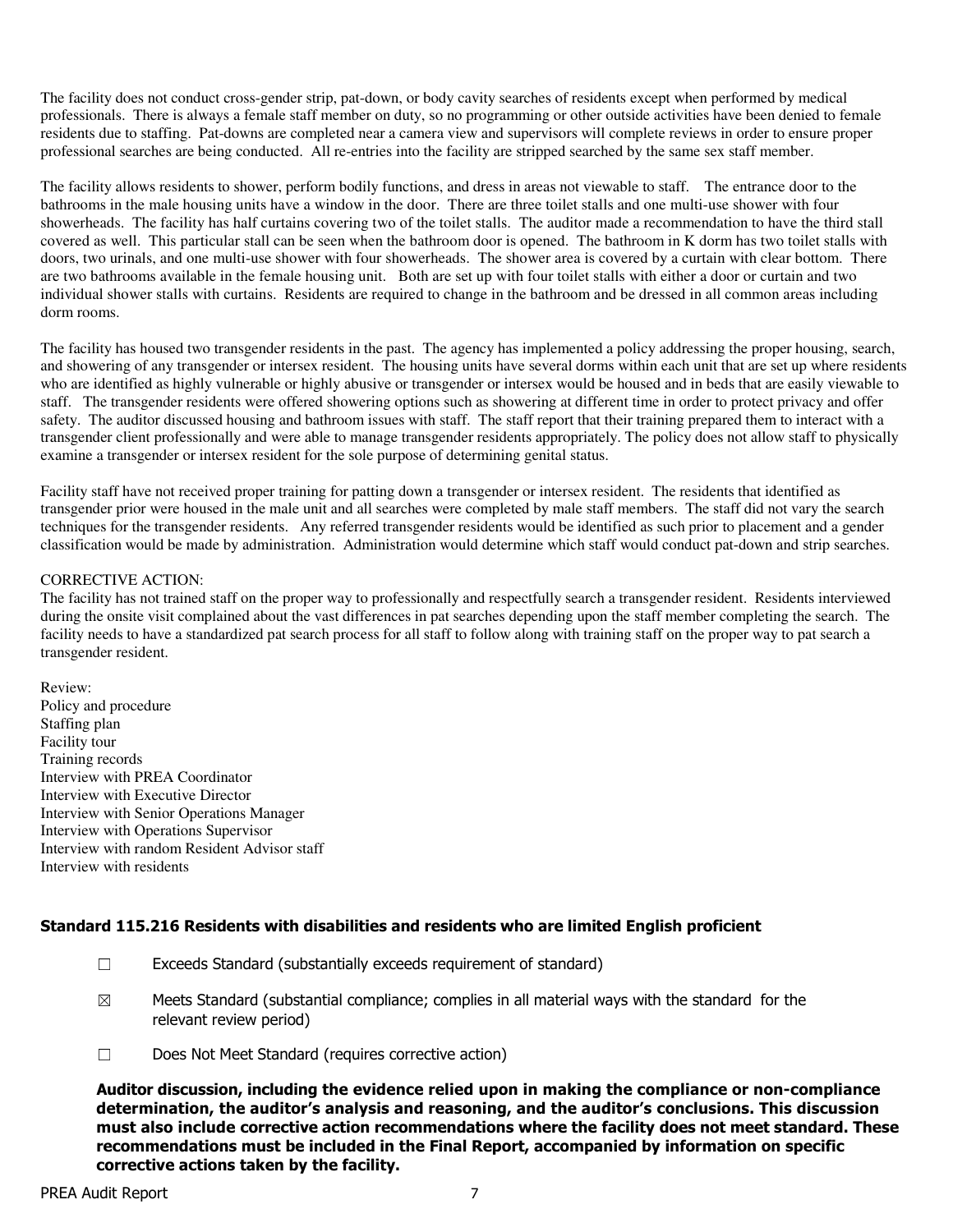The facility does not conduct cross-gender strip, pat-down, or body cavity searches of residents except when performed by medical professionals. There is always a female staff member on duty, so no programming or other outside activities have been denied to female residents due to staffing. Pat-downs are completed near a camera view and supervisors will complete reviews in order to ensure proper professional searches are being conducted. All re-entries into the facility are stripped searched by the same sex staff member.

The facility allows residents to shower, perform bodily functions, and dress in areas not viewable to staff. The entrance door to the bathrooms in the male housing units have a window in the door. There are three toilet stalls and one multi-use shower with four showerheads. The facility has half curtains covering two of the toilet stalls. The auditor made a recommendation to have the third stall covered as well. This particular stall can be seen when the bathroom door is opened. The bathroom in K dorm has two toilet stalls with doors, two urinals, and one multi-use shower with four showerheads. The shower area is covered by a curtain with clear bottom. There are two bathrooms available in the female housing unit. Both are set up with four toilet stalls with either a door or curtain and two individual shower stalls with curtains. Residents are required to change in the bathroom and be dressed in all common areas including dorm rooms.

The facility has housed two transgender residents in the past. The agency has implemented a policy addressing the proper housing, search, and showering of any transgender or intersex resident. The housing units have several dorms within each unit that are set up where residents who are identified as highly vulnerable or highly abusive or transgender or intersex would be housed and in beds that are easily viewable to staff. The transgender residents were offered showering options such as showering at different time in order to protect privacy and offer safety. The auditor discussed housing and bathroom issues with staff. The staff report that their training prepared them to interact with a transgender client professionally and were able to manage transgender residents appropriately. The policy does not allow staff to physically examine a transgender or intersex resident for the sole purpose of determining genital status.

Facility staff have not received proper training for patting down a transgender or intersex resident. The residents that identified as transgender prior were housed in the male unit and all searches were completed by male staff members. The staff did not vary the search techniques for the transgender residents. Any referred transgender residents would be identified as such prior to placement and a gender classification would be made by administration. Administration would determine which staff would conduct pat-down and strip searches.

CORRECTIVE ACTION:
The facility has not trained staff on the proper way to professionally and respectfully search a transgender resident. Residents interviewed during the onsite visit complained about the vast differences in pat searches depending upon the staff member completing the search. The facility needs to have a standardized pat search process for all staff to follow along with training staff on the proper way to pat search a transgender resident.

Review:
Policy and procedure
Staffing plan
Facility tour
Training records
Interview with PREA Coordinator
Interview with Executive Director
Interview with Senior Operations Manager
Interview with Operations Supervisor
Interview with random Resident Advisor staff
Interview with residents

### Standard 115.216 Residents with disabilities and residents who are limited English proficient

☐ Exceeds Standard (substantially exceeds requirement of standard)

☒ Meets Standard (substantial compliance; complies in all material ways with the standard for the relevant review period)

☐ Does Not Meet Standard (requires corrective action)

**Auditor discussion, including the evidence relied upon in making the compliance or non-compliance determination, the auditor's analysis and reasoning, and the auditor's conclusions. This discussion must also include corrective action recommendations where the facility does not meet standard. These recommendations must be included in the Final Report, accompanied by information on specific corrective actions taken by the facility.**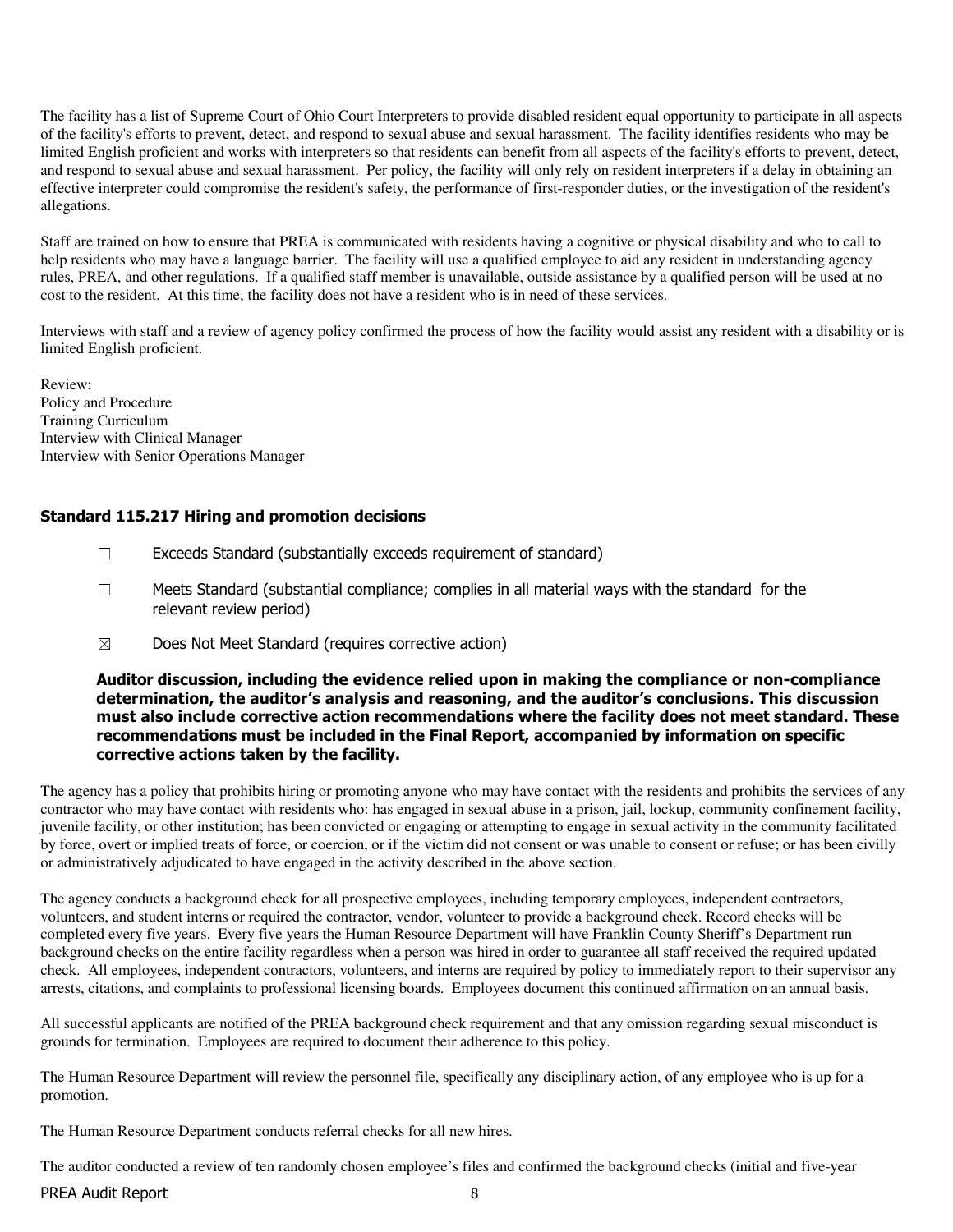The facility has a list of Supreme Court of Ohio Court Interpreters to provide disabled resident equal opportunity to participate in all aspects of the facility's efforts to prevent, detect, and respond to sexual abuse and sexual harassment. The facility identifies residents who may be limited English proficient and works with interpreters so that residents can benefit from all aspects of the facility's efforts to prevent, detect, and respond to sexual abuse and sexual harassment. Per policy, the facility will only rely on resident interpreters if a delay in obtaining an effective interpreter could compromise the resident's safety, the performance of first-responder duties, or the investigation of the resident's allegations.

Staff are trained on how to ensure that PREA is communicated with residents having a cognitive or physical disability and who to call to help residents who may have a language barrier. The facility will use a qualified employee to aid any resident in understanding agency rules, PREA, and other regulations. If a qualified staff member is unavailable, outside assistance by a qualified person will be used at no cost to the resident. At this time, the facility does not have a resident who is in need of these services.

Interviews with staff and a review of agency policy confirmed the process of how the facility would assist any resident with a disability or is limited English proficient.

Review:
Policy and Procedure
Training Curriculum
Interview with Clinical Manager
Interview with Senior Operations Manager

### Standard 115.217 Hiring and promotion decisions

☐ Exceeds Standard (substantially exceeds requirement of standard)

☐ Meets Standard (substantial compliance; complies in all material ways with the standard for the relevant review period)

☒ Does Not Meet Standard (requires corrective action)

**Auditor discussion, including the evidence relied upon in making the compliance or non-compliance determination, the auditor's analysis and reasoning, and the auditor's conclusions. This discussion must also include corrective action recommendations where the facility does not meet standard. These recommendations must be included in the Final Report, accompanied by information on specific corrective actions taken by the facility.**

The agency has a policy that prohibits hiring or promoting anyone who may have contact with the residents and prohibits the services of any contractor who may have contact with residents who: has engaged in sexual abuse in a prison, jail, lockup, community confinement facility, juvenile facility, or other institution; has been convicted or engaging or attempting to engage in sexual activity in the community facilitated by force, overt or implied treats of force, or coercion, or if the victim did not consent or was unable to consent or refuse; or has been civilly or administratively adjudicated to have engaged in the activity described in the above section.

The agency conducts a background check for all prospective employees, including temporary employees, independent contractors, volunteers, and student interns or required the contractor, vendor, volunteer to provide a background check. Record checks will be completed every five years. Every five years the Human Resource Department will have Franklin County Sheriff's Department run background checks on the entire facility regardless when a person was hired in order to guarantee all staff received the required updated check. All employees, independent contractors, volunteers, and interns are required by policy to immediately report to their supervisor any arrests, citations, and complaints to professional licensing boards. Employees document this continued affirmation on an annual basis.

All successful applicants are notified of the PREA background check requirement and that any omission regarding sexual misconduct is grounds for termination. Employees are required to document their adherence to this policy.

The Human Resource Department will review the personnel file, specifically any disciplinary action, of any employee who is up for a promotion.

The Human Resource Department conducts referral checks for all new hires.

The auditor conducted a review of ten randomly chosen employee's files and confirmed the background checks (initial and five-year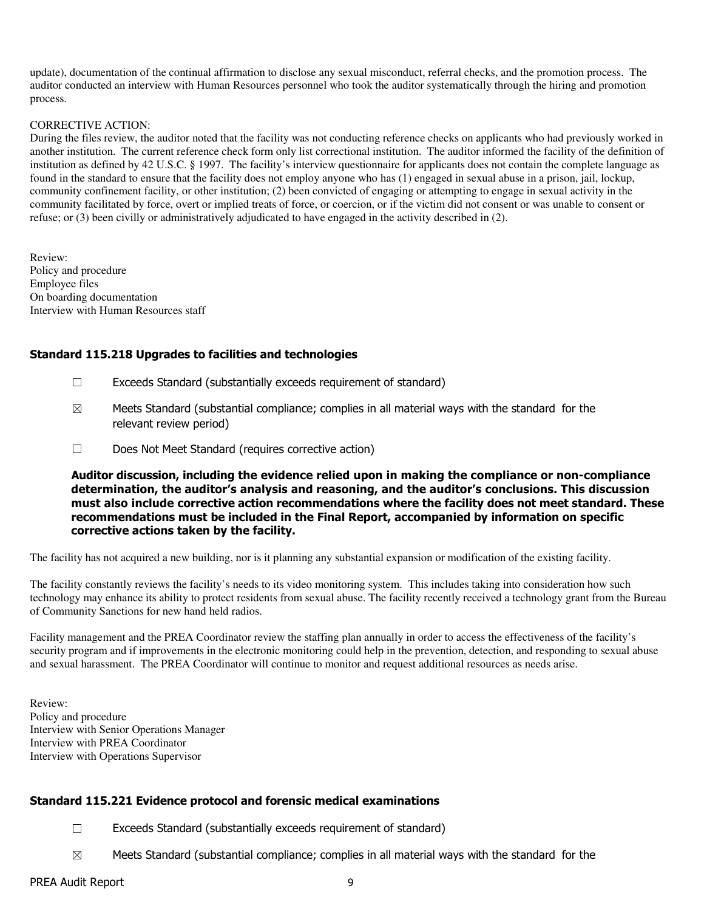update), documentation of the continual affirmation to disclose any sexual misconduct, referral checks, and the promotion process. The auditor conducted an interview with Human Resources personnel who took the auditor systematically through the hiring and promotion process.

CORRECTIVE ACTION:
During the files review, the auditor noted that the facility was not conducting reference checks on applicants who had previously worked in another institution. The current reference check form only list correctional institution. The auditor informed the facility of the definition of institution as defined by 42 U.S.C. § 1997. The facility's interview questionnaire for applicants does not contain the complete language as found in the standard to ensure that the facility does not employ anyone who has (1) engaged in sexual abuse in a prison, jail, lockup, community confinement facility, or other institution; (2) been convicted of engaging or attempting to engage in sexual activity in the community facilitated by force, overt or implied treats of force, or coercion, or if the victim did not consent or was unable to consent or refuse; or (3) been civilly or administratively adjudicated to have engaged in the activity described in (2).

Review:
Policy and procedure
Employee files
On boarding documentation
Interview with Human Resources staff

### Standard 115.218 Upgrades to facilities and technologies

☐ Exceeds Standard (substantially exceeds requirement of standard)

☒ Meets Standard (substantial compliance; complies in all material ways with the standard for the relevant review period)

☐ Does Not Meet Standard (requires corrective action)

**Auditor discussion, including the evidence relied upon in making the compliance or non-compliance determination, the auditor's analysis and reasoning, and the auditor's conclusions. This discussion must also include corrective action recommendations where the facility does not meet standard. These recommendations must be included in the Final Report, accompanied by information on specific corrective actions taken by the facility.**

The facility has not acquired a new building, nor is it planning any substantial expansion or modification of the existing facility.

The facility constantly reviews the facility's needs to its video monitoring system. This includes taking into consideration how such technology may enhance its ability to protect residents from sexual abuse. The facility recently received a technology grant from the Bureau of Community Sanctions for new hand held radios.

Facility management and the PREA Coordinator review the staffing plan annually in order to access the effectiveness of the facility's security program and if improvements in the electronic monitoring could help in the prevention, detection, and responding to sexual abuse and sexual harassment. The PREA Coordinator will continue to monitor and request additional resources as needs arise.

Review:
Policy and procedure
Interview with Senior Operations Manager
Interview with PREA Coordinator
Interview with Operations Supervisor

### Standard 115.221 Evidence protocol and forensic medical examinations

☐ Exceeds Standard (substantially exceeds requirement of standard)

☒ Meets Standard (substantial compliance; complies in all material ways with the standard for the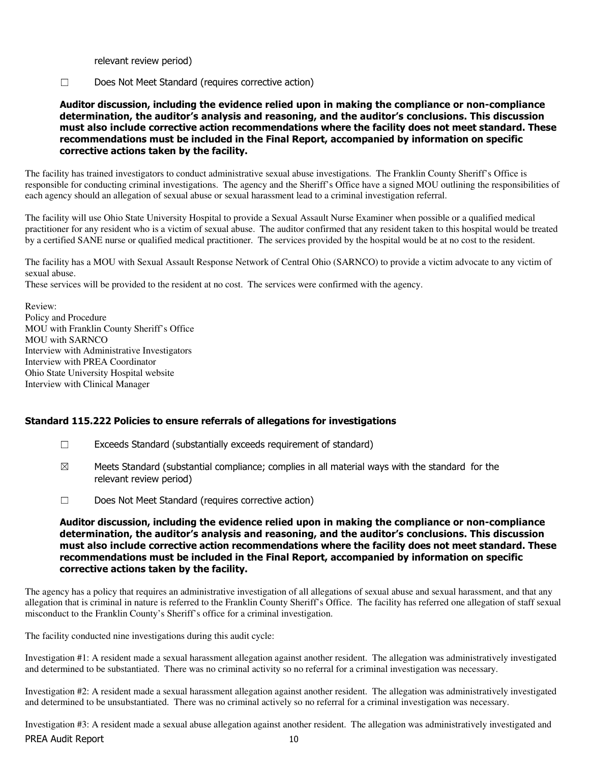relevant review period)

☐ Does Not Meet Standard (requires corrective action)

**Auditor discussion, including the evidence relied upon in making the compliance or non-compliance determination, the auditor's analysis and reasoning, and the auditor's conclusions. This discussion must also include corrective action recommendations where the facility does not meet standard. These recommendations must be included in the Final Report, accompanied by information on specific corrective actions taken by the facility.**

The facility has trained investigators to conduct administrative sexual abuse investigations. The Franklin County Sheriff's Office is responsible for conducting criminal investigations. The agency and the Sheriff's Office have a signed MOU outlining the responsibilities of each agency should an allegation of sexual abuse or sexual harassment lead to a criminal investigation referral.

The facility will use Ohio State University Hospital to provide a Sexual Assault Nurse Examiner when possible or a qualified medical practitioner for any resident who is a victim of sexual abuse. The auditor confirmed that any resident taken to this hospital would be treated by a certified SANE nurse or qualified medical practitioner. The services provided by the hospital would be at no cost to the resident.

The facility has a MOU with Sexual Assault Response Network of Central Ohio (SARNCO) to provide a victim advocate to any victim of sexual abuse.
These services will be provided to the resident at no cost. The services were confirmed with the agency.

Review:
Policy and Procedure
MOU with Franklin County Sheriff's Office
MOU with SARNCO
Interview with Administrative Investigators
Interview with PREA Coordinator
Ohio State University Hospital website
Interview with Clinical Manager

### Standard 115.222 Policies to ensure referrals of allegations for investigations

☐ Exceeds Standard (substantially exceeds requirement of standard)

☒ Meets Standard (substantial compliance; complies in all material ways with the standard for the relevant review period)

☐ Does Not Meet Standard (requires corrective action)

**Auditor discussion, including the evidence relied upon in making the compliance or non-compliance determination, the auditor's analysis and reasoning, and the auditor's conclusions. This discussion must also include corrective action recommendations where the facility does not meet standard. These recommendations must be included in the Final Report, accompanied by information on specific corrective actions taken by the facility.**

The agency has a policy that requires an administrative investigation of all allegations of sexual abuse and sexual harassment, and that any allegation that is criminal in nature is referred to the Franklin County Sheriff's Office. The facility has referred one allegation of staff sexual misconduct to the Franklin County's Sheriff's office for a criminal investigation.

The facility conducted nine investigations during this audit cycle:

Investigation #1: A resident made a sexual harassment allegation against another resident. The allegation was administratively investigated and determined to be substantiated. There was no criminal activity so no referral for a criminal investigation was necessary.

Investigation #2: A resident made a sexual harassment allegation against another resident. The allegation was administratively investigated and determined to be unsubstantiated. There was no criminal actively so no referral for a criminal investigation was necessary.

Investigation #3: A resident made a sexual abuse allegation against another resident. The allegation was administratively investigated and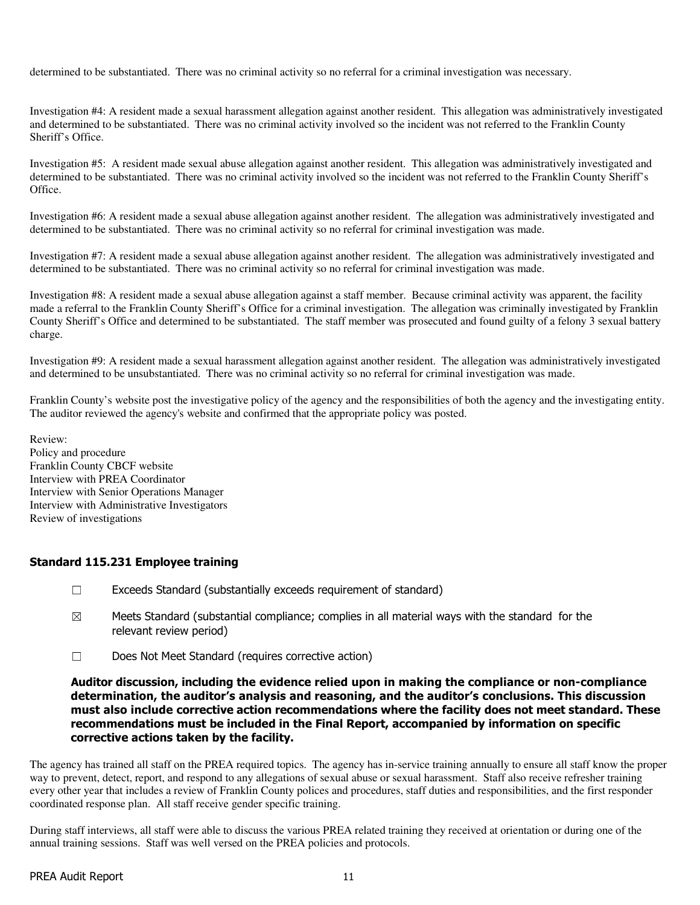determined to be substantiated. There was no criminal activity so no referral for a criminal investigation was necessary.

Investigation #4: A resident made a sexual harassment allegation against another resident. This allegation was administratively investigated and determined to be substantiated. There was no criminal activity involved so the incident was not referred to the Franklin County Sheriff's Office.

Investigation #5: A resident made sexual abuse allegation against another resident. This allegation was administratively investigated and determined to be substantiated. There was no criminal activity involved so the incident was not referred to the Franklin County Sheriff's Office.

Investigation #6: A resident made a sexual abuse allegation against another resident. The allegation was administratively investigated and determined to be substantiated. There was no criminal activity so no referral for criminal investigation was made.

Investigation #7: A resident made a sexual abuse allegation against another resident. The allegation was administratively investigated and determined to be substantiated. There was no criminal activity so no referral for criminal investigation was made.

Investigation #8: A resident made a sexual abuse allegation against a staff member. Because criminal activity was apparent, the facility made a referral to the Franklin County Sheriff's Office for a criminal investigation. The allegation was criminally investigated by Franklin County Sheriff's Office and determined to be substantiated. The staff member was prosecuted and found guilty of a felony 3 sexual battery charge.

Investigation #9: A resident made a sexual harassment allegation against another resident. The allegation was administratively investigated and determined to be unsubstantiated. There was no criminal activity so no referral for criminal investigation was made.

Franklin County's website post the investigative policy of the agency and the responsibilities of both the agency and the investigating entity. The auditor reviewed the agency's website and confirmed that the appropriate policy was posted.

Review:
Policy and procedure
Franklin County CBCF website
Interview with PREA Coordinator
Interview with Senior Operations Manager
Interview with Administrative Investigators
Review of investigations

### Standard 115.231 Employee training

☐ Exceeds Standard (substantially exceeds requirement of standard)

☒ Meets Standard (substantial compliance; complies in all material ways with the standard for the relevant review period)

☐ Does Not Meet Standard (requires corrective action)

**Auditor discussion, including the evidence relied upon in making the compliance or non-compliance determination, the auditor's analysis and reasoning, and the auditor's conclusions. This discussion must also include corrective action recommendations where the facility does not meet standard. These recommendations must be included in the Final Report, accompanied by information on specific corrective actions taken by the facility.**

The agency has trained all staff on the PREA required topics. The agency has in-service training annually to ensure all staff know the proper way to prevent, detect, report, and respond to any allegations of sexual abuse or sexual harassment. Staff also receive refresher training every other year that includes a review of Franklin County polices and procedures, staff duties and responsibilities, and the first responder coordinated response plan. All staff receive gender specific training.

During staff interviews, all staff were able to discuss the various PREA related training they received at orientation or during one of the annual training sessions. Staff was well versed on the PREA policies and protocols.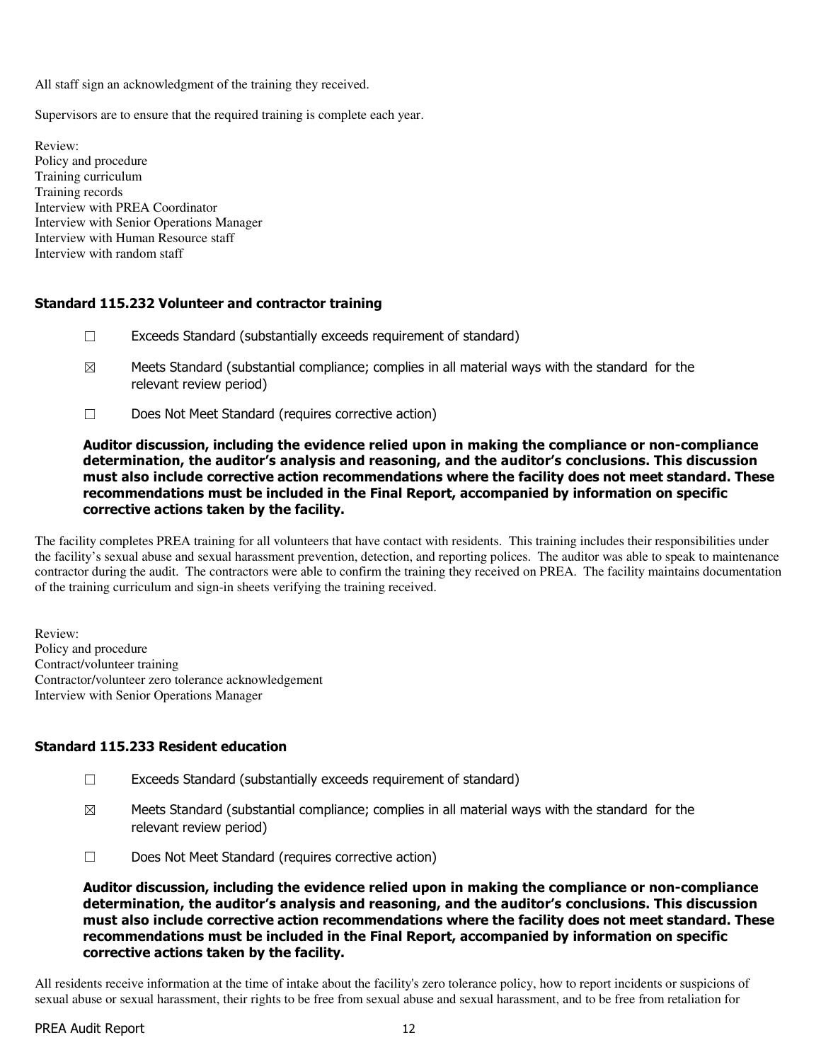All staff sign an acknowledgment of the training they received.

Supervisors are to ensure that the required training is complete each year.

Review:
Policy and procedure
Training curriculum
Training records
Interview with PREA Coordinator
Interview with Senior Operations Manager
Interview with Human Resource staff
Interview with random staff

### Standard 115.232 Volunteer and contractor training

☐ Exceeds Standard (substantially exceeds requirement of standard)

☒ Meets Standard (substantial compliance; complies in all material ways with the standard for the relevant review period)

☐ Does Not Meet Standard (requires corrective action)

**Auditor discussion, including the evidence relied upon in making the compliance or non-compliance determination, the auditor's analysis and reasoning, and the auditor's conclusions. This discussion must also include corrective action recommendations where the facility does not meet standard. These recommendations must be included in the Final Report, accompanied by information on specific corrective actions taken by the facility.**

The facility completes PREA training for all volunteers that have contact with residents. This training includes their responsibilities under the facility's sexual abuse and sexual harassment prevention, detection, and reporting polices. The auditor was able to speak to maintenance contractor during the audit. The contractors were able to confirm the training they received on PREA. The facility maintains documentation of the training curriculum and sign-in sheets verifying the training received.

Review:
Policy and procedure
Contract/volunteer training
Contractor/volunteer zero tolerance acknowledgement
Interview with Senior Operations Manager

### Standard 115.233 Resident education

☐ Exceeds Standard (substantially exceeds requirement of standard)

☒ Meets Standard (substantial compliance; complies in all material ways with the standard for the relevant review period)

☐ Does Not Meet Standard (requires corrective action)

**Auditor discussion, including the evidence relied upon in making the compliance or non-compliance determination, the auditor's analysis and reasoning, and the auditor's conclusions. This discussion must also include corrective action recommendations where the facility does not meet standard. These recommendations must be included in the Final Report, accompanied by information on specific corrective actions taken by the facility.**

All residents receive information at the time of intake about the facility's zero tolerance policy, how to report incidents or suspicions of sexual abuse or sexual harassment, their rights to be free from sexual abuse and sexual harassment, and to be free from retaliation for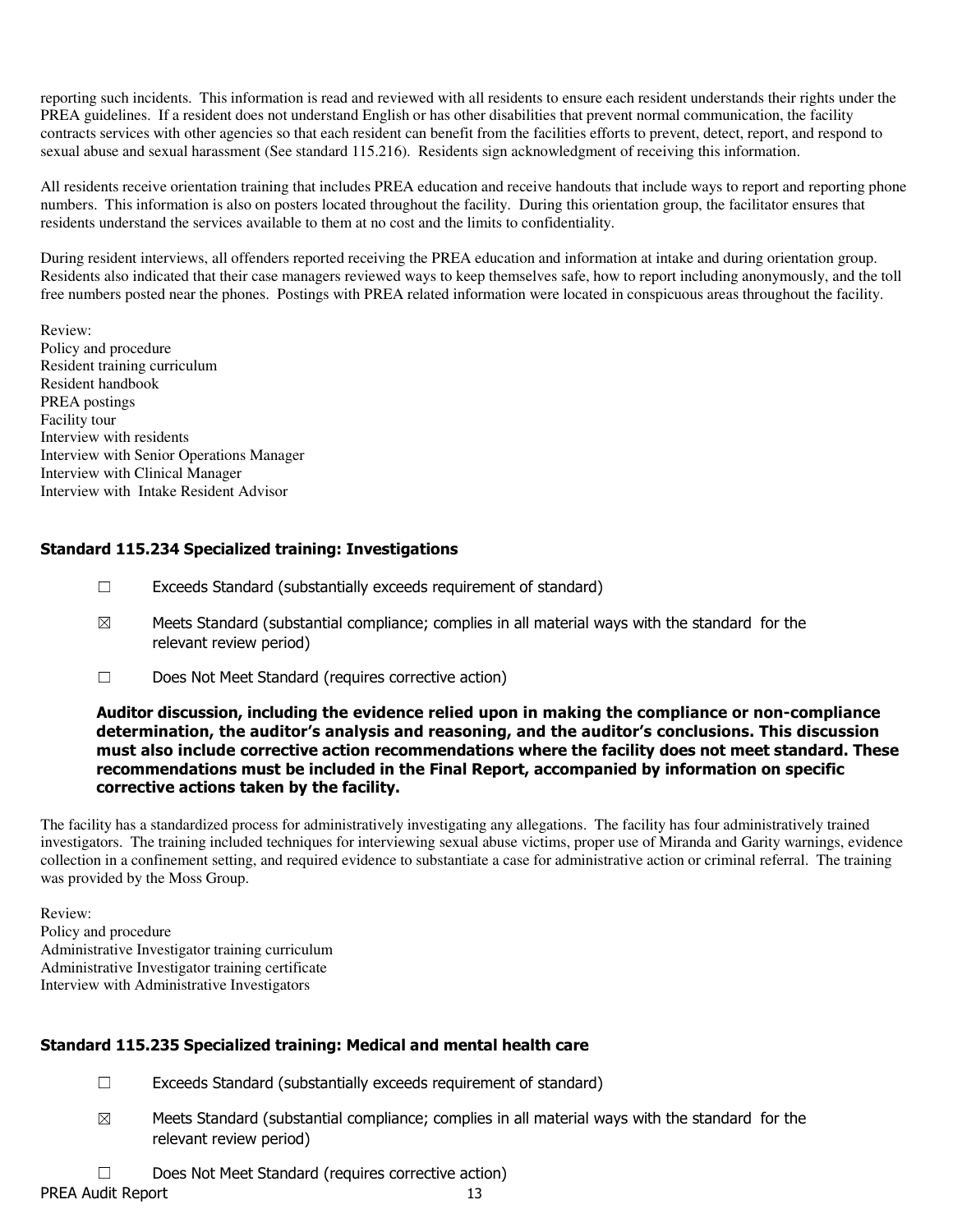reporting such incidents. This information is read and reviewed with all residents to ensure each resident understands their rights under the PREA guidelines. If a resident does not understand English or has other disabilities that prevent normal communication, the facility contracts services with other agencies so that each resident can benefit from the facilities efforts to prevent, detect, report, and respond to sexual abuse and sexual harassment (See standard 115.216). Residents sign acknowledgment of receiving this information.

All residents receive orientation training that includes PREA education and receive handouts that include ways to report and reporting phone numbers. This information is also on posters located throughout the facility. During this orientation group, the facilitator ensures that residents understand the services available to them at no cost and the limits to confidentiality.

During resident interviews, all offenders reported receiving the PREA education and information at intake and during orientation group. Residents also indicated that their case managers reviewed ways to keep themselves safe, how to report including anonymously, and the toll free numbers posted near the phones. Postings with PREA related information were located in conspicuous areas throughout the facility.

Review:
Policy and procedure
Resident training curriculum
Resident handbook
PREA postings
Facility tour
Interview with residents
Interview with Senior Operations Manager
Interview with Clinical Manager
Interview with Intake Resident Advisor

### Standard 115.234 Specialized training: Investigations

☐ Exceeds Standard (substantially exceeds requirement of standard)

☒ Meets Standard (substantial compliance; complies in all material ways with the standard for the relevant review period)

☐ Does Not Meet Standard (requires corrective action)

**Auditor discussion, including the evidence relied upon in making the compliance or non-compliance determination, the auditor's analysis and reasoning, and the auditor's conclusions. This discussion must also include corrective action recommendations where the facility does not meet standard. These recommendations must be included in the Final Report, accompanied by information on specific corrective actions taken by the facility.**

The facility has a standardized process for administratively investigating any allegations. The facility has four administratively trained investigators. The training included techniques for interviewing sexual abuse victims, proper use of Miranda and Garity warnings, evidence collection in a confinement setting, and required evidence to substantiate a case for administrative action or criminal referral. The training was provided by the Moss Group.

Review:
Policy and procedure
Administrative Investigator training curriculum
Administrative Investigator training certificate
Interview with Administrative Investigators

### Standard 115.235 Specialized training: Medical and mental health care

☐ Exceeds Standard (substantially exceeds requirement of standard)

☒ Meets Standard (substantial compliance; complies in all material ways with the standard for the relevant review period)

☐ Does Not Meet Standard (requires corrective action)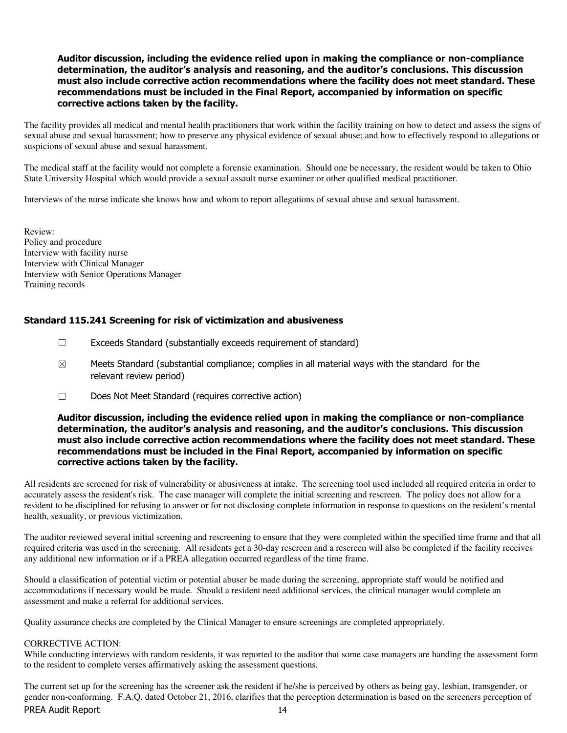**Auditor discussion, including the evidence relied upon in making the compliance or non-compliance determination, the auditor's analysis and reasoning, and the auditor's conclusions. This discussion must also include corrective action recommendations where the facility does not meet standard. These recommendations must be included in the Final Report, accompanied by information on specific corrective actions taken by the facility.**

The facility provides all medical and mental health practitioners that work within the facility training on how to detect and assess the signs of sexual abuse and sexual harassment; how to preserve any physical evidence of sexual abuse; and how to effectively respond to allegations or suspicions of sexual abuse and sexual harassment.

The medical staff at the facility would not complete a forensic examination. Should one be necessary, the resident would be taken to Ohio State University Hospital which would provide a sexual assault nurse examiner or other qualified medical practitioner.

Interviews of the nurse indicate she knows how and whom to report allegations of sexual abuse and sexual harassment.

Review:
Policy and procedure
Interview with facility nurse
Interview with Clinical Manager
Interview with Senior Operations Manager
Training records

### Standard 115.241 Screening for risk of victimization and abusiveness

☐ Exceeds Standard (substantially exceeds requirement of standard)

☒ Meets Standard (substantial compliance; complies in all material ways with the standard for the relevant review period)

☐ Does Not Meet Standard (requires corrective action)

**Auditor discussion, including the evidence relied upon in making the compliance or non-compliance determination, the auditor's analysis and reasoning, and the auditor's conclusions. This discussion must also include corrective action recommendations where the facility does not meet standard. These recommendations must be included in the Final Report, accompanied by information on specific corrective actions taken by the facility.**

All residents are screened for risk of vulnerability or abusiveness at intake. The screening tool used included all required criteria in order to accurately assess the resident's risk. The case manager will complete the initial screening and rescreen. The policy does not allow for a resident to be disciplined for refusing to answer or for not disclosing complete information in response to questions on the resident's mental health, sexuality, or previous victimization.

The auditor reviewed several initial screening and rescreening to ensure that they were completed within the specified time frame and that all required criteria was used in the screening. All residents get a 30-day rescreen and a rescreen will also be completed if the facility receives any additional new information or if a PREA allegation occurred regardless of the time frame.

Should a classification of potential victim or potential abuser be made during the screening, appropriate staff would be notified and accommodations if necessary would be made. Should a resident need additional services, the clinical manager would complete an assessment and make a referral for additional services.

Quality assurance checks are completed by the Clinical Manager to ensure screenings are completed appropriately.

CORRECTIVE ACTION:
While conducting interviews with random residents, it was reported to the auditor that some case managers are handing the assessment form to the resident to complete verses affirmatively asking the assessment questions.

The current set up for the screening has the screener ask the resident if he/she is perceived by others as being gay, lesbian, transgender, or gender non-conforming. F.A.Q. dated October 21, 2016, clarifies that the perception determination is based on the screeners perception of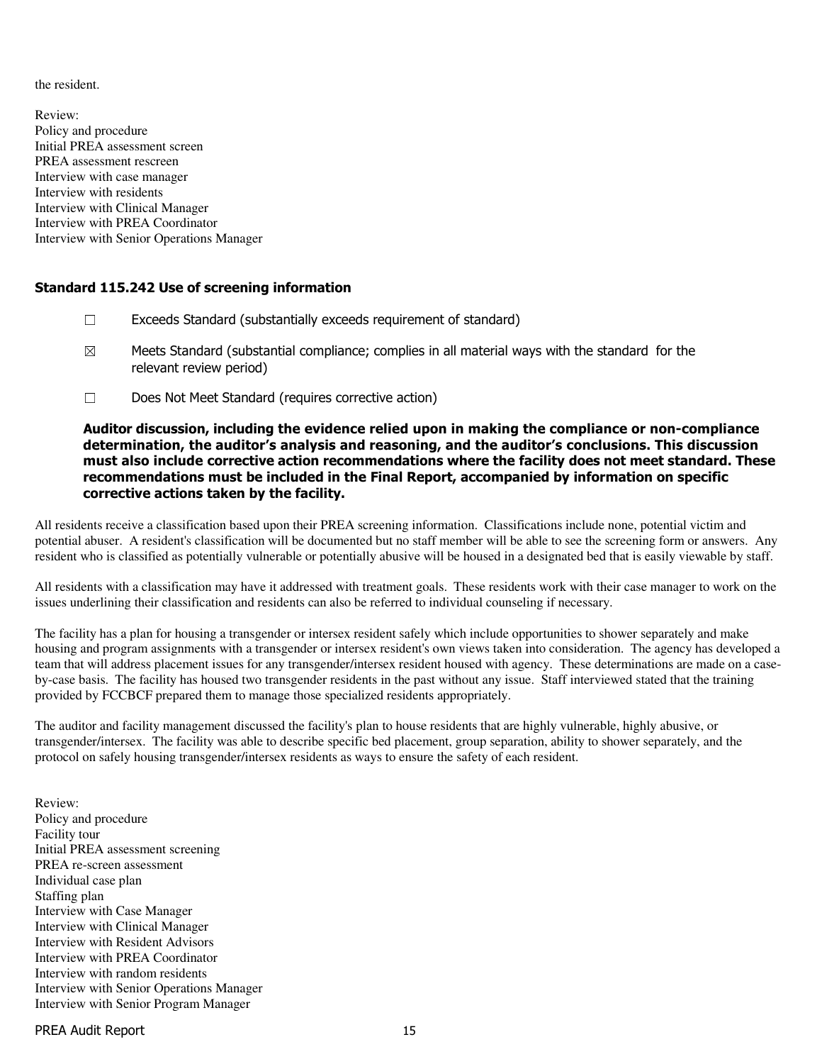the resident.

Review:
Policy and procedure
Initial PREA assessment screen
PREA assessment rescreen
Interview with case manager
Interview with residents
Interview with Clinical Manager
Interview with PREA Coordinator
Interview with Senior Operations Manager

### Standard 115.242 Use of screening information

☐ Exceeds Standard (substantially exceeds requirement of standard)

☒ Meets Standard (substantial compliance; complies in all material ways with the standard for the relevant review period)

☐ Does Not Meet Standard (requires corrective action)

**Auditor discussion, including the evidence relied upon in making the compliance or non-compliance determination, the auditor's analysis and reasoning, and the auditor's conclusions. This discussion must also include corrective action recommendations where the facility does not meet standard. These recommendations must be included in the Final Report, accompanied by information on specific corrective actions taken by the facility.**

All residents receive a classification based upon their PREA screening information. Classifications include none, potential victim and potential abuser. A resident's classification will be documented but no staff member will be able to see the screening form or answers. Any resident who is classified as potentially vulnerable or potentially abusive will be housed in a designated bed that is easily viewable by staff.

All residents with a classification may have it addressed with treatment goals. These residents work with their case manager to work on the issues underlining their classification and residents can also be referred to individual counseling if necessary.

The facility has a plan for housing a transgender or intersex resident safely which include opportunities to shower separately and make housing and program assignments with a transgender or intersex resident's own views taken into consideration. The agency has developed a team that will address placement issues for any transgender/intersex resident housed with agency. These determinations are made on a case-by-case basis. The facility has housed two transgender residents in the past without any issue. Staff interviewed stated that the training provided by FCCBCF prepared them to manage those specialized residents appropriately.

The auditor and facility management discussed the facility's plan to house residents that are highly vulnerable, highly abusive, or transgender/intersex. The facility was able to describe specific bed placement, group separation, ability to shower separately, and the protocol on safely housing transgender/intersex residents as ways to ensure the safety of each resident.

Review:
Policy and procedure
Facility tour
Initial PREA assessment screening
PREA re-screen assessment
Individual case plan
Staffing plan
Interview with Case Manager
Interview with Clinical Manager
Interview with Resident Advisors
Interview with PREA Coordinator
Interview with random residents
Interview with Senior Operations Manager
Interview with Senior Program Manager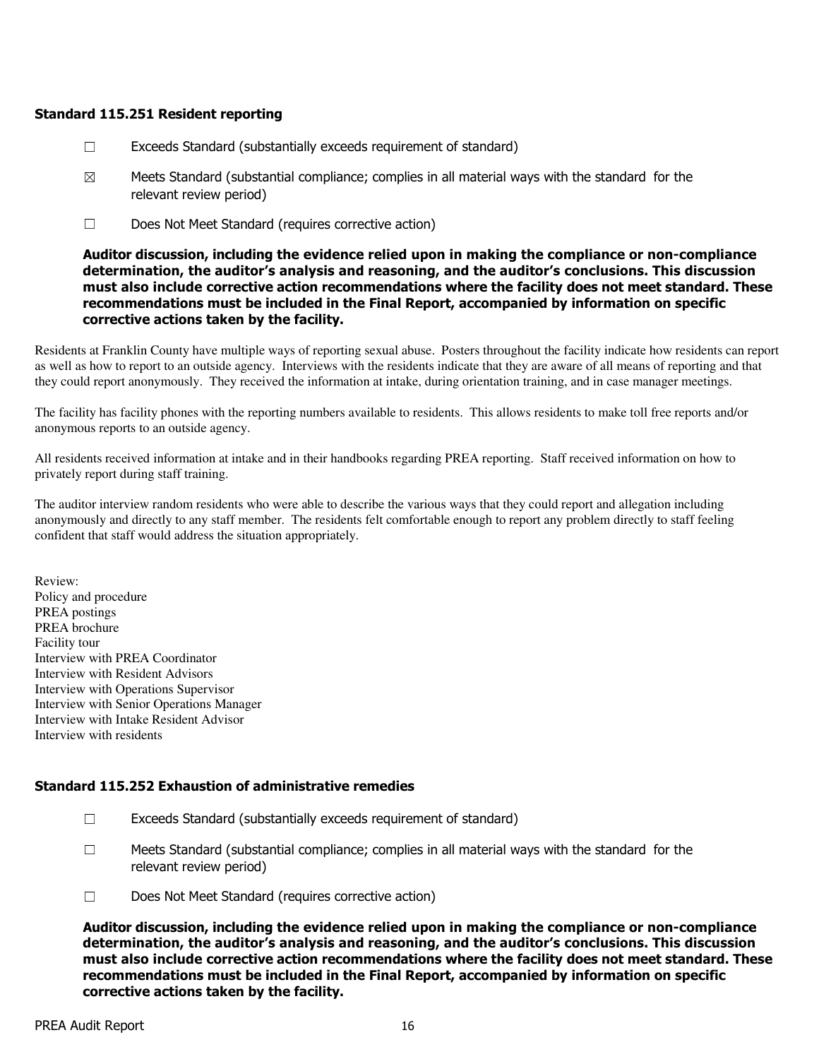### Standard 115.251 Resident reporting

☐ Exceeds Standard (substantially exceeds requirement of standard)

☒ Meets Standard (substantial compliance; complies in all material ways with the standard for the relevant review period)

☐ Does Not Meet Standard (requires corrective action)

**Auditor discussion, including the evidence relied upon in making the compliance or non-compliance determination, the auditor's analysis and reasoning, and the auditor's conclusions. This discussion must also include corrective action recommendations where the facility does not meet standard. These recommendations must be included in the Final Report, accompanied by information on specific corrective actions taken by the facility.**

Residents at Franklin County have multiple ways of reporting sexual abuse. Posters throughout the facility indicate how residents can report as well as how to report to an outside agency. Interviews with the residents indicate that they are aware of all means of reporting and that they could report anonymously. They received the information at intake, during orientation training, and in case manager meetings.

The facility has facility phones with the reporting numbers available to residents. This allows residents to make toll free reports and/or anonymous reports to an outside agency.

All residents received information at intake and in their handbooks regarding PREA reporting. Staff received information on how to privately report during staff training.

The auditor interview random residents who were able to describe the various ways that they could report and allegation including anonymously and directly to any staff member. The residents felt comfortable enough to report any problem directly to staff feeling confident that staff would address the situation appropriately.

Review:
Policy and procedure
PREA postings
PREA brochure
Facility tour
Interview with PREA Coordinator
Interview with Resident Advisors
Interview with Operations Supervisor
Interview with Senior Operations Manager
Interview with Intake Resident Advisor
Interview with residents

### Standard 115.252 Exhaustion of administrative remedies

☐ Exceeds Standard (substantially exceeds requirement of standard)

☐ Meets Standard (substantial compliance; complies in all material ways with the standard for the relevant review period)

☐ Does Not Meet Standard (requires corrective action)

**Auditor discussion, including the evidence relied upon in making the compliance or non-compliance determination, the auditor's analysis and reasoning, and the auditor's conclusions. This discussion must also include corrective action recommendations where the facility does not meet standard. These recommendations must be included in the Final Report, accompanied by information on specific corrective actions taken by the facility.**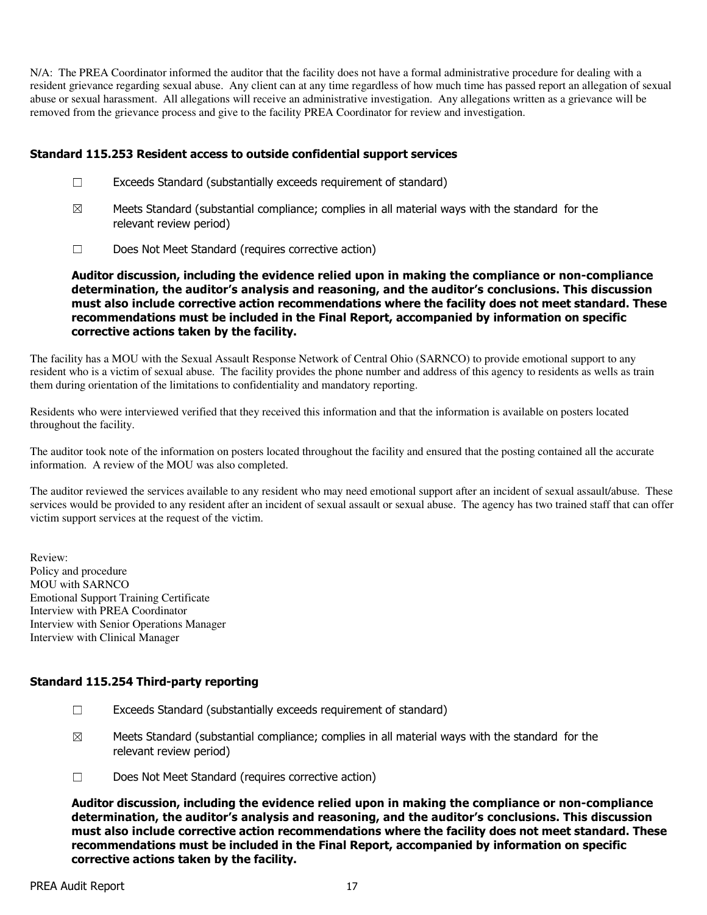N/A: The PREA Coordinator informed the auditor that the facility does not have a formal administrative procedure for dealing with a resident grievance regarding sexual abuse. Any client can at any time regardless of how much time has passed report an allegation of sexual abuse or sexual harassment. All allegations will receive an administrative investigation. Any allegations written as a grievance will be removed from the grievance process and give to the facility PREA Coordinator for review and investigation.

### Standard 115.253 Resident access to outside confidential support services

☐ Exceeds Standard (substantially exceeds requirement of standard)

☒ Meets Standard (substantial compliance; complies in all material ways with the standard for the relevant review period)

☐ Does Not Meet Standard (requires corrective action)

**Auditor discussion, including the evidence relied upon in making the compliance or non-compliance determination, the auditor's analysis and reasoning, and the auditor's conclusions. This discussion must also include corrective action recommendations where the facility does not meet standard. These recommendations must be included in the Final Report, accompanied by information on specific corrective actions taken by the facility.**

The facility has a MOU with the Sexual Assault Response Network of Central Ohio (SARNCO) to provide emotional support to any resident who is a victim of sexual abuse. The facility provides the phone number and address of this agency to residents as wells as train them during orientation of the limitations to confidentiality and mandatory reporting.

Residents who were interviewed verified that they received this information and that the information is available on posters located throughout the facility.

The auditor took note of the information on posters located throughout the facility and ensured that the posting contained all the accurate information. A review of the MOU was also completed.

The auditor reviewed the services available to any resident who may need emotional support after an incident of sexual assault/abuse. These services would be provided to any resident after an incident of sexual assault or sexual abuse. The agency has two trained staff that can offer victim support services at the request of the victim.

Review:
Policy and procedure
MOU with SARNCO
Emotional Support Training Certificate
Interview with PREA Coordinator
Interview with Senior Operations Manager
Interview with Clinical Manager

### Standard 115.254 Third-party reporting

☐ Exceeds Standard (substantially exceeds requirement of standard)

☒ Meets Standard (substantial compliance; complies in all material ways with the standard for the relevant review period)

☐ Does Not Meet Standard (requires corrective action)

**Auditor discussion, including the evidence relied upon in making the compliance or non-compliance determination, the auditor's analysis and reasoning, and the auditor's conclusions. This discussion must also include corrective action recommendations where the facility does not meet standard. These recommendations must be included in the Final Report, accompanied by information on specific corrective actions taken by the facility.**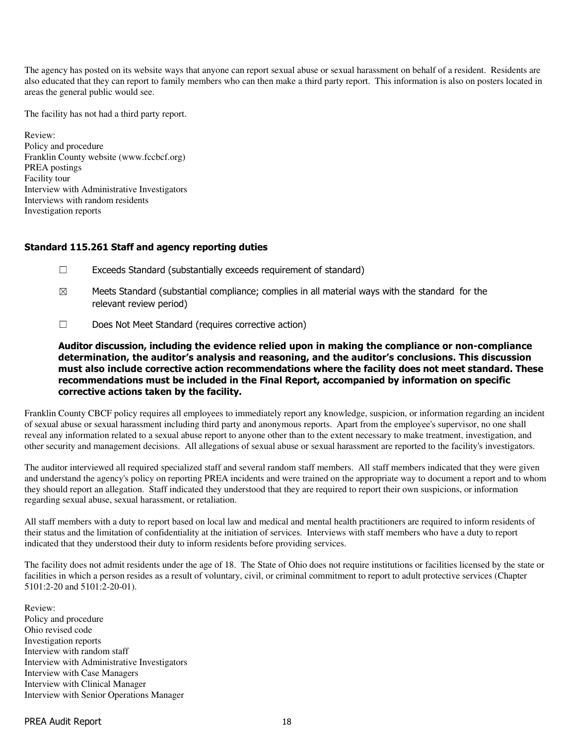The agency has posted on its website ways that anyone can report sexual abuse or sexual harassment on behalf of a resident. Residents are also educated that they can report to family members who can then make a third party report. This information is also on posters located in areas the general public would see.

The facility has not had a third party report.

Review:
Policy and procedure
Franklin County website (www.fccbcf.org)
PREA postings
Facility tour
Interview with Administrative Investigators
Interviews with random residents
Investigation reports

### Standard 115.261 Staff and agency reporting duties

☐ Exceeds Standard (substantially exceeds requirement of standard)

☒ Meets Standard (substantial compliance; complies in all material ways with the standard for the relevant review period)

☐ Does Not Meet Standard (requires corrective action)

**Auditor discussion, including the evidence relied upon in making the compliance or non-compliance determination, the auditor's analysis and reasoning, and the auditor's conclusions. This discussion must also include corrective action recommendations where the facility does not meet standard. These recommendations must be included in the Final Report, accompanied by information on specific corrective actions taken by the facility.**

Franklin County CBCF policy requires all employees to immediately report any knowledge, suspicion, or information regarding an incident of sexual abuse or sexual harassment including third party and anonymous reports. Apart from the employee's supervisor, no one shall reveal any information related to a sexual abuse report to anyone other than to the extent necessary to make treatment, investigation, and other security and management decisions. All allegations of sexual abuse or sexual harassment are reported to the facility's investigators.

The auditor interviewed all required specialized staff and several random staff members. All staff members indicated that they were given and understand the agency's policy on reporting PREA incidents and were trained on the appropriate way to document a report and to whom they should report an allegation. Staff indicated they understood that they are required to report their own suspicions, or information regarding sexual abuse, sexual harassment, or retaliation.

All staff members with a duty to report based on local law and medical and mental health practitioners are required to inform residents of their status and the limitation of confidentiality at the initiation of services. Interviews with staff members who have a duty to report indicated that they understood their duty to inform residents before providing services.

The facility does not admit residents under the age of 18. The State of Ohio does not require institutions or facilities licensed by the state or facilities in which a person resides as a result of voluntary, civil, or criminal commitment to report to adult protective services (Chapter 5101:2-20 and 5101:2-20-01).

Review:
Policy and procedure
Ohio revised code
Investigation reports
Interview with random staff
Interview with Administrative Investigators
Interview with Case Managers
Interview with Clinical Manager
Interview with Senior Operations Manager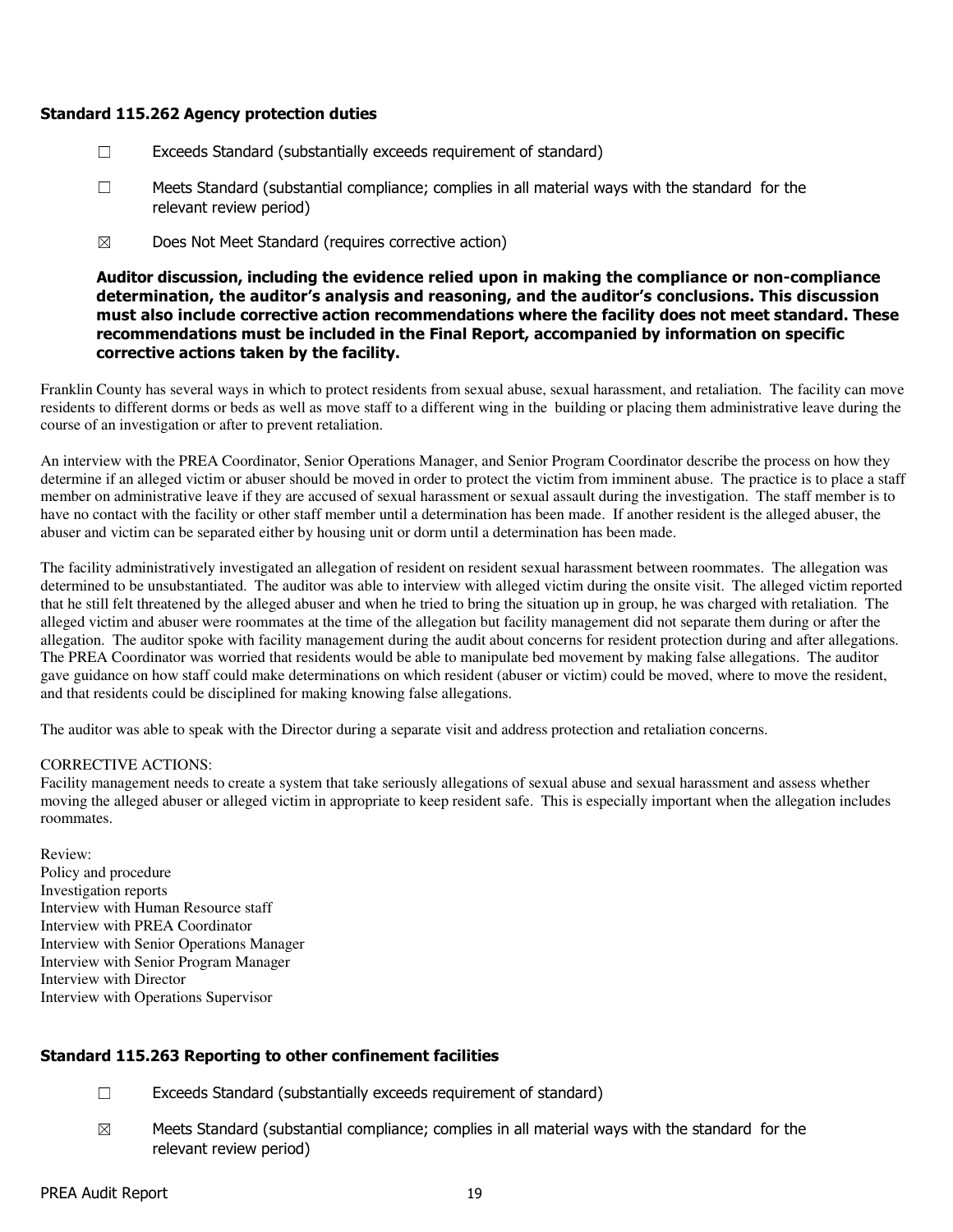### Standard 115.262 Agency protection duties

☐ Exceeds Standard (substantially exceeds requirement of standard)

☐ Meets Standard (substantial compliance; complies in all material ways with the standard for the relevant review period)

☒ Does Not Meet Standard (requires corrective action)

**Auditor discussion, including the evidence relied upon in making the compliance or non-compliance determination, the auditor's analysis and reasoning, and the auditor's conclusions. This discussion must also include corrective action recommendations where the facility does not meet standard. These recommendations must be included in the Final Report, accompanied by information on specific corrective actions taken by the facility.**

Franklin County has several ways in which to protect residents from sexual abuse, sexual harassment, and retaliation. The facility can move residents to different dorms or beds as well as move staff to a different wing in the building or placing them administrative leave during the course of an investigation or after to prevent retaliation.

An interview with the PREA Coordinator, Senior Operations Manager, and Senior Program Coordinator describe the process on how they determine if an alleged victim or abuser should be moved in order to protect the victim from imminent abuse. The practice is to place a staff member on administrative leave if they are accused of sexual harassment or sexual assault during the investigation. The staff member is to have no contact with the facility or other staff member until a determination has been made. If another resident is the alleged abuser, the abuser and victim can be separated either by housing unit or dorm until a determination has been made.

The facility administratively investigated an allegation of resident on resident sexual harassment between roommates. The allegation was determined to be unsubstantiated. The auditor was able to interview with alleged victim during the onsite visit. The alleged victim reported that he still felt threatened by the alleged abuser and when he tried to bring the situation up in group, he was charged with retaliation. The alleged victim and abuser were roommates at the time of the allegation but facility management did not separate them during or after the allegation. The auditor spoke with facility management during the audit about concerns for resident protection during and after allegations. The PREA Coordinator was worried that residents would be able to manipulate bed movement by making false allegations. The auditor gave guidance on how staff could make determinations on which resident (abuser or victim) could be moved, where to move the resident, and that residents could be disciplined for making knowing false allegations.

The auditor was able to speak with the Director during a separate visit and address protection and retaliation concerns.

CORRECTIVE ACTIONS:
Facility management needs to create a system that take seriously allegations of sexual abuse and sexual harassment and assess whether moving the alleged abuser or alleged victim in appropriate to keep resident safe. This is especially important when the allegation includes roommates.

Review:
Policy and procedure
Investigation reports
Interview with Human Resource staff
Interview with PREA Coordinator
Interview with Senior Operations Manager
Interview with Senior Program Manager
Interview with Director
Interview with Operations Supervisor

### Standard 115.263 Reporting to other confinement facilities

☐ Exceeds Standard (substantially exceeds requirement of standard)

☒ Meets Standard (substantial compliance; complies in all material ways with the standard for the relevant review period)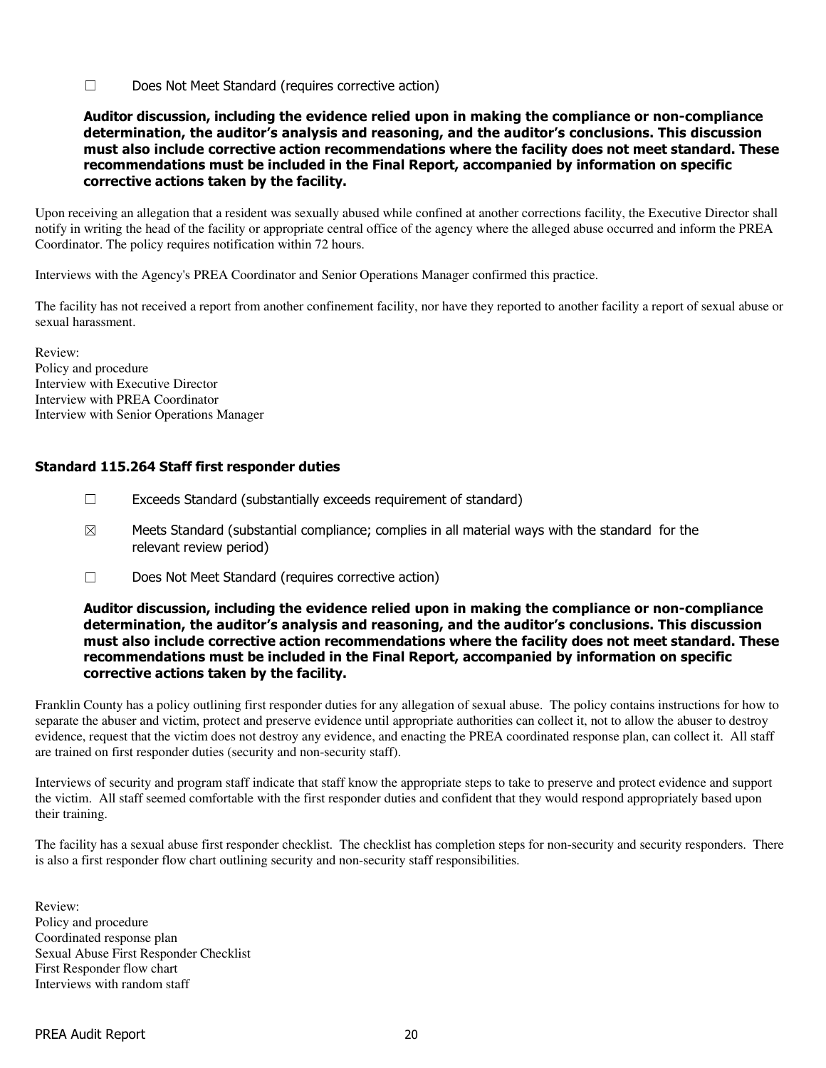☐ Does Not Meet Standard (requires corrective action)

**Auditor discussion, including the evidence relied upon in making the compliance or non-compliance determination, the auditor's analysis and reasoning, and the auditor's conclusions. This discussion must also include corrective action recommendations where the facility does not meet standard. These recommendations must be included in the Final Report, accompanied by information on specific corrective actions taken by the facility.**

Upon receiving an allegation that a resident was sexually abused while confined at another corrections facility, the Executive Director shall notify in writing the head of the facility or appropriate central office of the agency where the alleged abuse occurred and inform the PREA Coordinator. The policy requires notification within 72 hours.

Interviews with the Agency's PREA Coordinator and Senior Operations Manager confirmed this practice.

The facility has not received a report from another confinement facility, nor have they reported to another facility a report of sexual abuse or sexual harassment.

Review:
Policy and procedure
Interview with Executive Director
Interview with PREA Coordinator
Interview with Senior Operations Manager

### Standard 115.264 Staff first responder duties

☐ Exceeds Standard (substantially exceeds requirement of standard)

☒ Meets Standard (substantial compliance; complies in all material ways with the standard for the relevant review period)

☐ Does Not Meet Standard (requires corrective action)

**Auditor discussion, including the evidence relied upon in making the compliance or non-compliance determination, the auditor's analysis and reasoning, and the auditor's conclusions. This discussion must also include corrective action recommendations where the facility does not meet standard. These recommendations must be included in the Final Report, accompanied by information on specific corrective actions taken by the facility.**

Franklin County has a policy outlining first responder duties for any allegation of sexual abuse. The policy contains instructions for how to separate the abuser and victim, protect and preserve evidence until appropriate authorities can collect it, not to allow the abuser to destroy evidence, request that the victim does not destroy any evidence, and enacting the PREA coordinated response plan, can collect it. All staff are trained on first responder duties (security and non-security staff).

Interviews of security and program staff indicate that staff know the appropriate steps to take to preserve and protect evidence and support the victim. All staff seemed comfortable with the first responder duties and confident that they would respond appropriately based upon their training.

The facility has a sexual abuse first responder checklist. The checklist has completion steps for non-security and security responders. There is also a first responder flow chart outlining security and non-security staff responsibilities.

Review:
Policy and procedure
Coordinated response plan
Sexual Abuse First Responder Checklist
First Responder flow chart
Interviews with random staff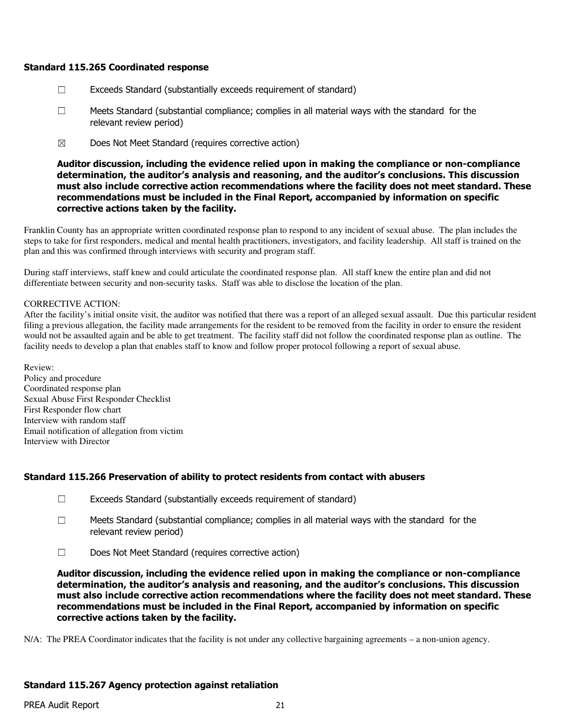### Standard 115.265 Coordinated response

☐ Exceeds Standard (substantially exceeds requirement of standard)

☐ Meets Standard (substantial compliance; complies in all material ways with the standard for the relevant review period)

☒ Does Not Meet Standard (requires corrective action)

**Auditor discussion, including the evidence relied upon in making the compliance or non-compliance determination, the auditor's analysis and reasoning, and the auditor's conclusions. This discussion must also include corrective action recommendations where the facility does not meet standard. These recommendations must be included in the Final Report, accompanied by information on specific corrective actions taken by the facility.**

Franklin County has an appropriate written coordinated response plan to respond to any incident of sexual abuse. The plan includes the steps to take for first responders, medical and mental health practitioners, investigators, and facility leadership. All staff is trained on the plan and this was confirmed through interviews with security and program staff.

During staff interviews, staff knew and could articulate the coordinated response plan. All staff knew the entire plan and did not differentiate between security and non-security tasks. Staff was able to disclose the location of the plan.

CORRECTIVE ACTION:
After the facility's initial onsite visit, the auditor was notified that there was a report of an alleged sexual assault. Due this particular resident filing a previous allegation, the facility made arrangements for the resident to be removed from the facility in order to ensure the resident would not be assaulted again and be able to get treatment. The facility staff did not follow the coordinated response plan as outline. The facility needs to develop a plan that enables staff to know and follow proper protocol following a report of sexual abuse.

Review:
Policy and procedure
Coordinated response plan
Sexual Abuse First Responder Checklist
First Responder flow chart
Interview with random staff
Email notification of allegation from victim
Interview with Director

### Standard 115.266 Preservation of ability to protect residents from contact with abusers

☐ Exceeds Standard (substantially exceeds requirement of standard)

☐ Meets Standard (substantial compliance; complies in all material ways with the standard for the relevant review period)

☐ Does Not Meet Standard (requires corrective action)

**Auditor discussion, including the evidence relied upon in making the compliance or non-compliance determination, the auditor's analysis and reasoning, and the auditor's conclusions. This discussion must also include corrective action recommendations where the facility does not meet standard. These recommendations must be included in the Final Report, accompanied by information on specific corrective actions taken by the facility.**

N/A: The PREA Coordinator indicates that the facility is not under any collective bargaining agreements – a non-union agency.

### Standard 115.267 Agency protection against retaliation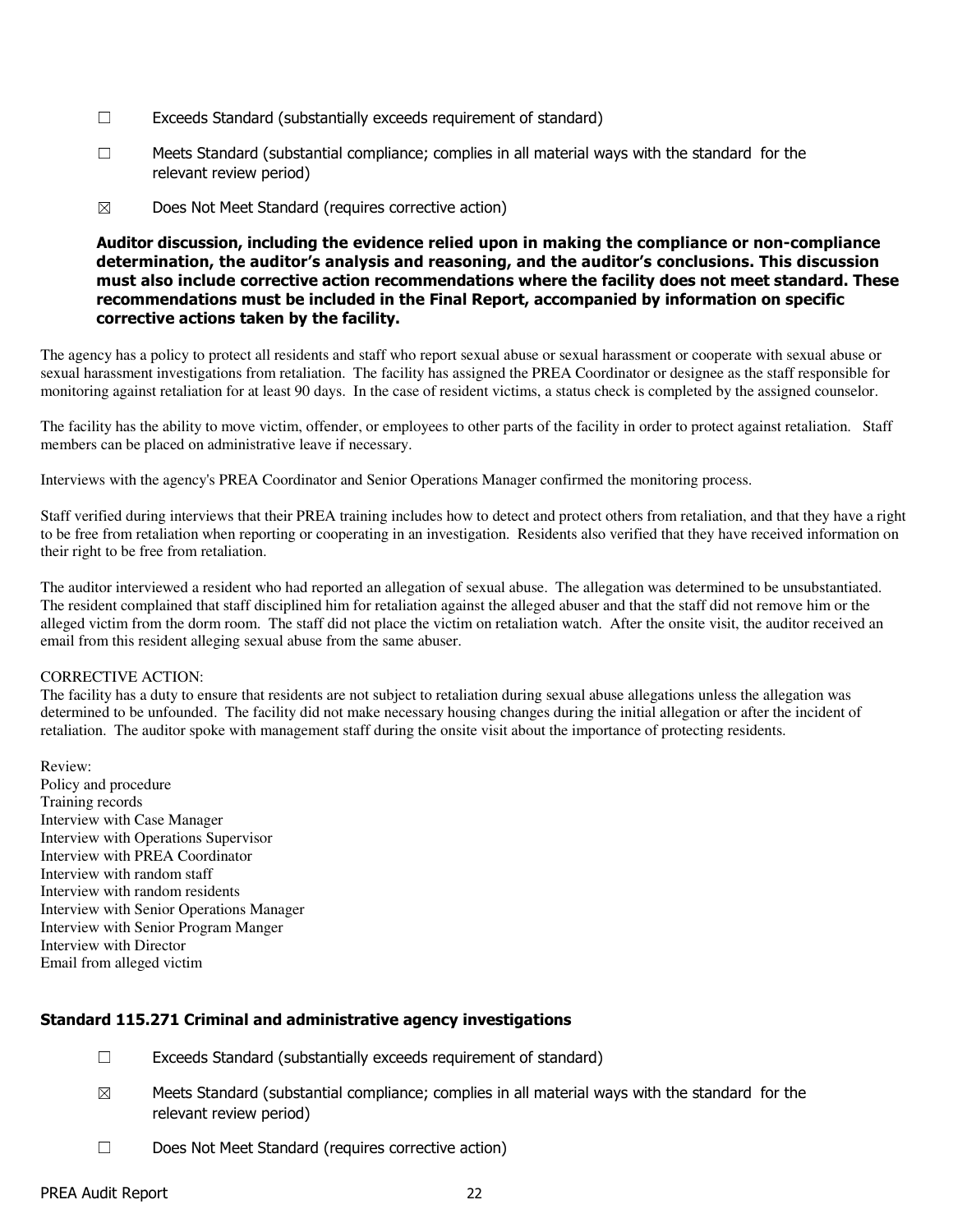☐ Exceeds Standard (substantially exceeds requirement of standard)

☐ Meets Standard (substantial compliance; complies in all material ways with the standard for the relevant review period)

☒ Does Not Meet Standard (requires corrective action)

**Auditor discussion, including the evidence relied upon in making the compliance or non-compliance determination, the auditor's analysis and reasoning, and the auditor's conclusions. This discussion must also include corrective action recommendations where the facility does not meet standard. These recommendations must be included in the Final Report, accompanied by information on specific corrective actions taken by the facility.**

The agency has a policy to protect all residents and staff who report sexual abuse or sexual harassment or cooperate with sexual abuse or sexual harassment investigations from retaliation. The facility has assigned the PREA Coordinator or designee as the staff responsible for monitoring against retaliation for at least 90 days. In the case of resident victims, a status check is completed by the assigned counselor.

The facility has the ability to move victim, offender, or employees to other parts of the facility in order to protect against retaliation. Staff members can be placed on administrative leave if necessary.

Interviews with the agency's PREA Coordinator and Senior Operations Manager confirmed the monitoring process.

Staff verified during interviews that their PREA training includes how to detect and protect others from retaliation, and that they have a right to be free from retaliation when reporting or cooperating in an investigation. Residents also verified that they have received information on their right to be free from retaliation.

The auditor interviewed a resident who had reported an allegation of sexual abuse. The allegation was determined to be unsubstantiated. The resident complained that staff disciplined him for retaliation against the alleged abuser and that the staff did not remove him or the alleged victim from the dorm room. The staff did not place the victim on retaliation watch. After the onsite visit, the auditor received an email from this resident alleging sexual abuse from the same abuser.

CORRECTIVE ACTION:
The facility has a duty to ensure that residents are not subject to retaliation during sexual abuse allegations unless the allegation was determined to be unfounded. The facility did not make necessary housing changes during the initial allegation or after the incident of retaliation. The auditor spoke with management staff during the onsite visit about the importance of protecting residents.

Review:
Policy and procedure
Training records
Interview with Case Manager
Interview with Operations Supervisor
Interview with PREA Coordinator
Interview with random staff
Interview with random residents
Interview with Senior Operations Manager
Interview with Senior Program Manger
Interview with Director
Email from alleged victim

### Standard 115.271 Criminal and administrative agency investigations

☐ Exceeds Standard (substantially exceeds requirement of standard)

☒ Meets Standard (substantial compliance; complies in all material ways with the standard for the relevant review period)

☐ Does Not Meet Standard (requires corrective action)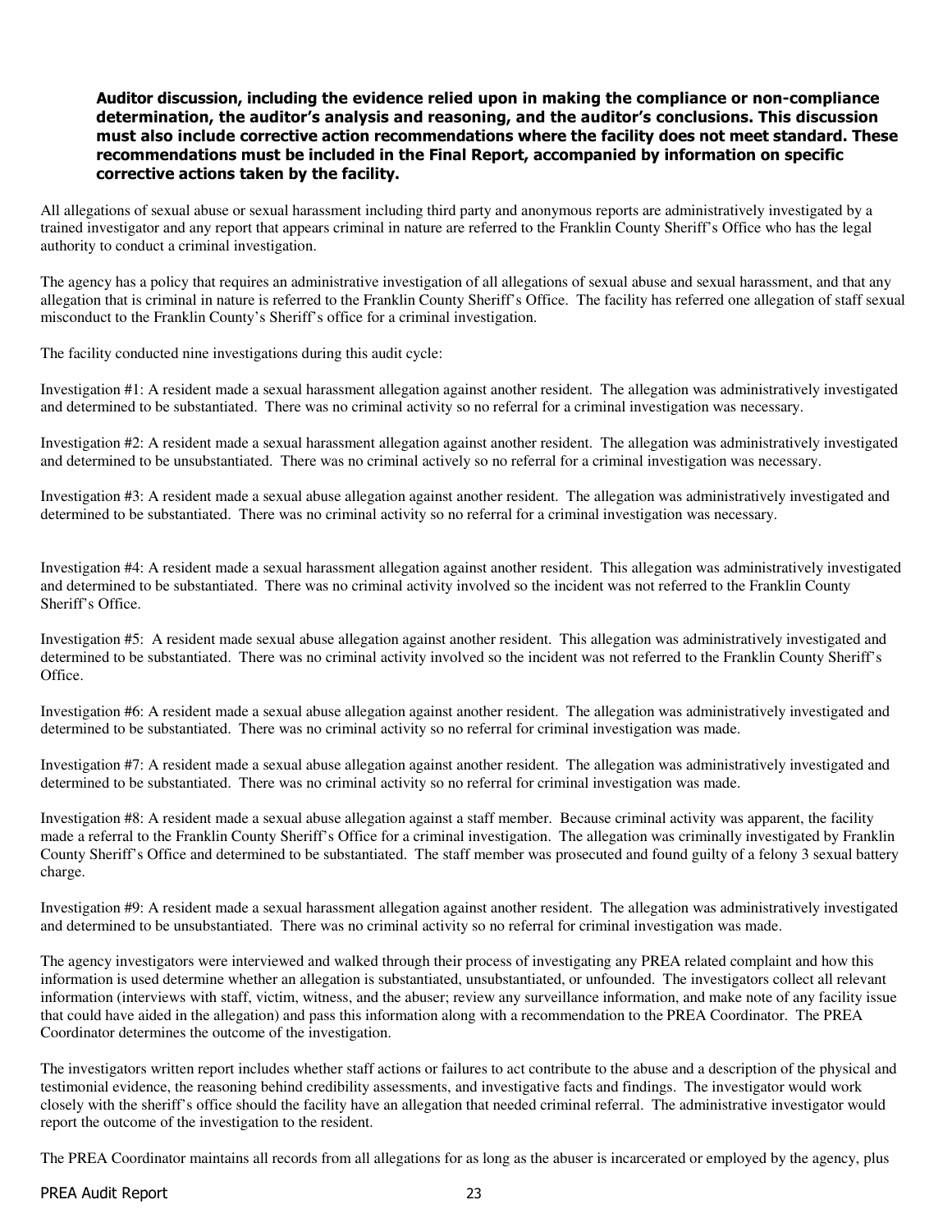**Auditor discussion, including the evidence relied upon in making the compliance or non-compliance determination, the auditor's analysis and reasoning, and the auditor's conclusions. This discussion must also include corrective action recommendations where the facility does not meet standard. These recommendations must be included in the Final Report, accompanied by information on specific corrective actions taken by the facility.**

All allegations of sexual abuse or sexual harassment including third party and anonymous reports are administratively investigated by a trained investigator and any report that appears criminal in nature are referred to the Franklin County Sheriff's Office who has the legal authority to conduct a criminal investigation.

The agency has a policy that requires an administrative investigation of all allegations of sexual abuse and sexual harassment, and that any allegation that is criminal in nature is referred to the Franklin County Sheriff's Office. The facility has referred one allegation of staff sexual misconduct to the Franklin County's Sheriff's office for a criminal investigation.

The facility conducted nine investigations during this audit cycle:

Investigation #1: A resident made a sexual harassment allegation against another resident. The allegation was administratively investigated and determined to be substantiated. There was no criminal activity so no referral for a criminal investigation was necessary.

Investigation #2: A resident made a sexual harassment allegation against another resident. The allegation was administratively investigated and determined to be unsubstantiated. There was no criminal actively so no referral for a criminal investigation was necessary.

Investigation #3: A resident made a sexual abuse allegation against another resident. The allegation was administratively investigated and determined to be substantiated. There was no criminal activity so no referral for a criminal investigation was necessary.

Investigation #4: A resident made a sexual harassment allegation against another resident. This allegation was administratively investigated and determined to be substantiated. There was no criminal activity involved so the incident was not referred to the Franklin County Sheriff's Office.

Investigation #5: A resident made sexual abuse allegation against another resident. This allegation was administratively investigated and determined to be substantiated. There was no criminal activity involved so the incident was not referred to the Franklin County Sheriff's Office.

Investigation #6: A resident made a sexual abuse allegation against another resident. The allegation was administratively investigated and determined to be substantiated. There was no criminal activity so no referral for criminal investigation was made.

Investigation #7: A resident made a sexual abuse allegation against another resident. The allegation was administratively investigated and determined to be substantiated. There was no criminal activity so no referral for criminal investigation was made.

Investigation #8: A resident made a sexual abuse allegation against a staff member. Because criminal activity was apparent, the facility made a referral to the Franklin County Sheriff's Office for a criminal investigation. The allegation was criminally investigated by Franklin County Sheriff's Office and determined to be substantiated. The staff member was prosecuted and found guilty of a felony 3 sexual battery charge.

Investigation #9: A resident made a sexual harassment allegation against another resident. The allegation was administratively investigated and determined to be unsubstantiated. There was no criminal activity so no referral for criminal investigation was made.

The agency investigators were interviewed and walked through their process of investigating any PREA related complaint and how this information is used determine whether an allegation is substantiated, unsubstantiated, or unfounded. The investigators collect all relevant information (interviews with staff, victim, witness, and the abuser; review any surveillance information, and make note of any facility issue that could have aided in the allegation) and pass this information along with a recommendation to the PREA Coordinator. The PREA Coordinator determines the outcome of the investigation.

The investigators written report includes whether staff actions or failures to act contribute to the abuse and a description of the physical and testimonial evidence, the reasoning behind credibility assessments, and investigative facts and findings. The investigator would work closely with the sheriff's office should the facility have an allegation that needed criminal referral. The administrative investigator would report the outcome of the investigation to the resident.

The PREA Coordinator maintains all records from all allegations for as long as the abuser is incarcerated or employed by the agency, plus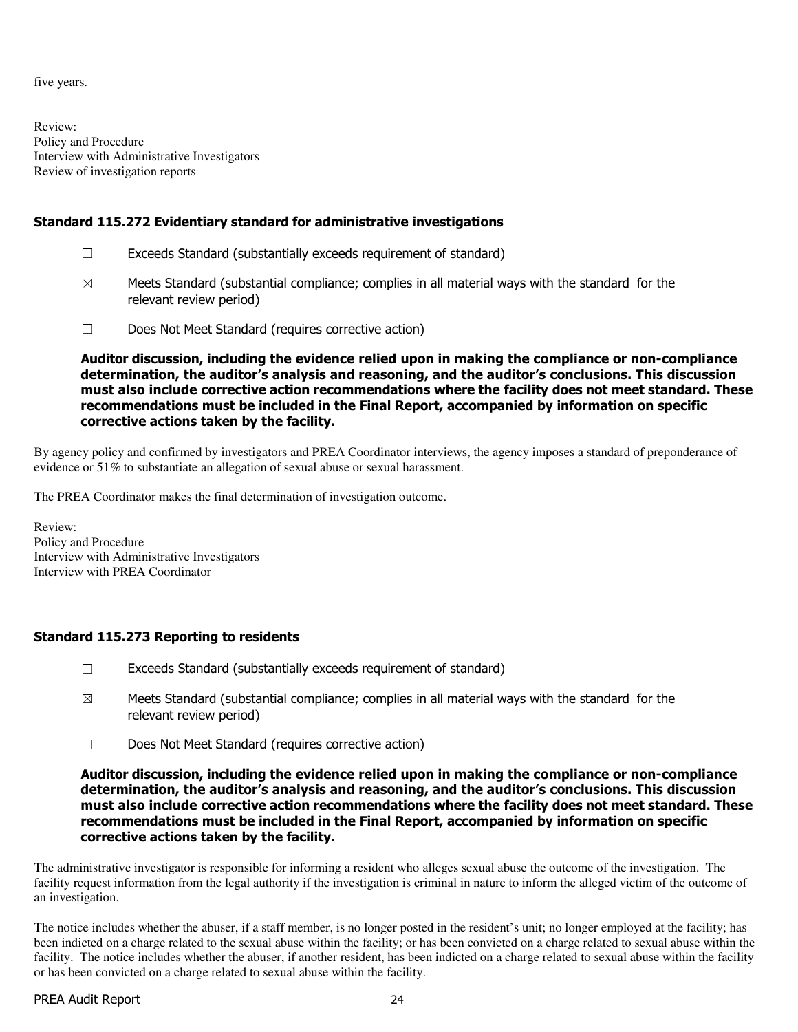five years.

Review:
Policy and Procedure
Interview with Administrative Investigators
Review of investigation reports

### Standard 115.272 Evidentiary standard for administrative investigations

☐ Exceeds Standard (substantially exceeds requirement of standard)

☒ Meets Standard (substantial compliance; complies in all material ways with the standard for the relevant review period)

☐ Does Not Meet Standard (requires corrective action)

**Auditor discussion, including the evidence relied upon in making the compliance or non-compliance determination, the auditor's analysis and reasoning, and the auditor's conclusions. This discussion must also include corrective action recommendations where the facility does not meet standard. These recommendations must be included in the Final Report, accompanied by information on specific corrective actions taken by the facility.**

By agency policy and confirmed by investigators and PREA Coordinator interviews, the agency imposes a standard of preponderance of evidence or 51% to substantiate an allegation of sexual abuse or sexual harassment.

The PREA Coordinator makes the final determination of investigation outcome.

Review:
Policy and Procedure
Interview with Administrative Investigators
Interview with PREA Coordinator

### Standard 115.273 Reporting to residents

☐ Exceeds Standard (substantially exceeds requirement of standard)

☒ Meets Standard (substantial compliance; complies in all material ways with the standard for the relevant review period)

☐ Does Not Meet Standard (requires corrective action)

**Auditor discussion, including the evidence relied upon in making the compliance or non-compliance determination, the auditor's analysis and reasoning, and the auditor's conclusions. This discussion must also include corrective action recommendations where the facility does not meet standard. These recommendations must be included in the Final Report, accompanied by information on specific corrective actions taken by the facility.**

The administrative investigator is responsible for informing a resident who alleges sexual abuse the outcome of the investigation. The facility request information from the legal authority if the investigation is criminal in nature to inform the alleged victim of the outcome of an investigation.

The notice includes whether the abuser, if a staff member, is no longer posted in the resident's unit; no longer employed at the facility; has been indicted on a charge related to the sexual abuse within the facility; or has been convicted on a charge related to sexual abuse within the facility. The notice includes whether the abuser, if another resident, has been indicted on a charge related to sexual abuse within the facility or has been convicted on a charge related to sexual abuse within the facility.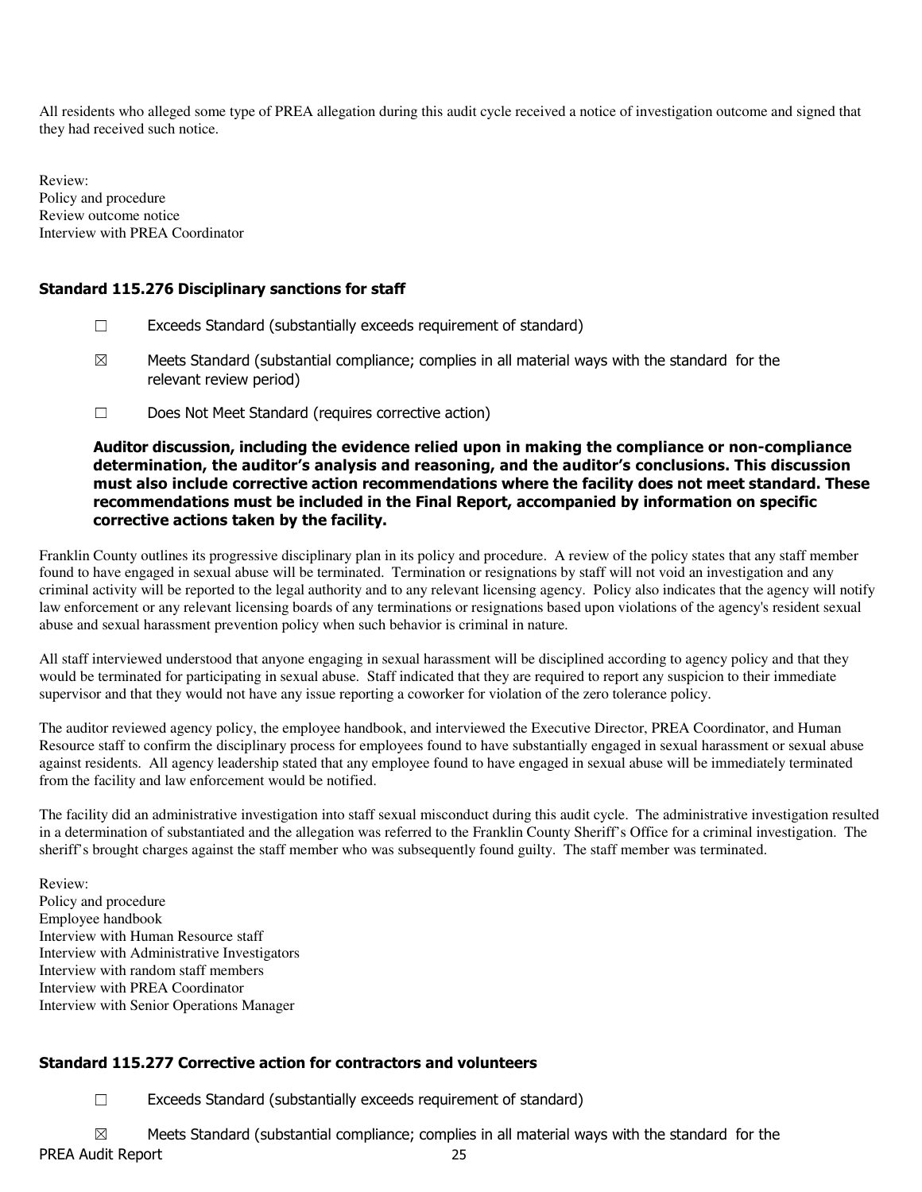All residents who alleged some type of PREA allegation during this audit cycle received a notice of investigation outcome and signed that they had received such notice.

Review:
Policy and procedure
Review outcome notice
Interview with PREA Coordinator

### Standard 115.276 Disciplinary sanctions for staff

☐ Exceeds Standard (substantially exceeds requirement of standard)

☒ Meets Standard (substantial compliance; complies in all material ways with the standard for the relevant review period)

☐ Does Not Meet Standard (requires corrective action)

**Auditor discussion, including the evidence relied upon in making the compliance or non-compliance determination, the auditor's analysis and reasoning, and the auditor's conclusions. This discussion must also include corrective action recommendations where the facility does not meet standard. These recommendations must be included in the Final Report, accompanied by information on specific corrective actions taken by the facility.**

Franklin County outlines its progressive disciplinary plan in its policy and procedure. A review of the policy states that any staff member found to have engaged in sexual abuse will be terminated. Termination or resignations by staff will not void an investigation and any criminal activity will be reported to the legal authority and to any relevant licensing agency. Policy also indicates that the agency will notify law enforcement or any relevant licensing boards of any terminations or resignations based upon violations of the agency's resident sexual abuse and sexual harassment prevention policy when such behavior is criminal in nature.

All staff interviewed understood that anyone engaging in sexual harassment will be disciplined according to agency policy and that they would be terminated for participating in sexual abuse. Staff indicated that they are required to report any suspicion to their immediate supervisor and that they would not have any issue reporting a coworker for violation of the zero tolerance policy.

The auditor reviewed agency policy, the employee handbook, and interviewed the Executive Director, PREA Coordinator, and Human Resource staff to confirm the disciplinary process for employees found to have substantially engaged in sexual harassment or sexual abuse against residents. All agency leadership stated that any employee found to have engaged in sexual abuse will be immediately terminated from the facility and law enforcement would be notified.

The facility did an administrative investigation into staff sexual misconduct during this audit cycle. The administrative investigation resulted in a determination of substantiated and the allegation was referred to the Franklin County Sheriff's Office for a criminal investigation. The sheriff's brought charges against the staff member who was subsequently found guilty. The staff member was terminated.

Review:
Policy and procedure
Employee handbook
Interview with Human Resource staff
Interview with Administrative Investigators
Interview with random staff members
Interview with PREA Coordinator
Interview with Senior Operations Manager

### Standard 115.277 Corrective action for contractors and volunteers

☐ Exceeds Standard (substantially exceeds requirement of standard)

☒ Meets Standard (substantial compliance; complies in all material ways with the standard for the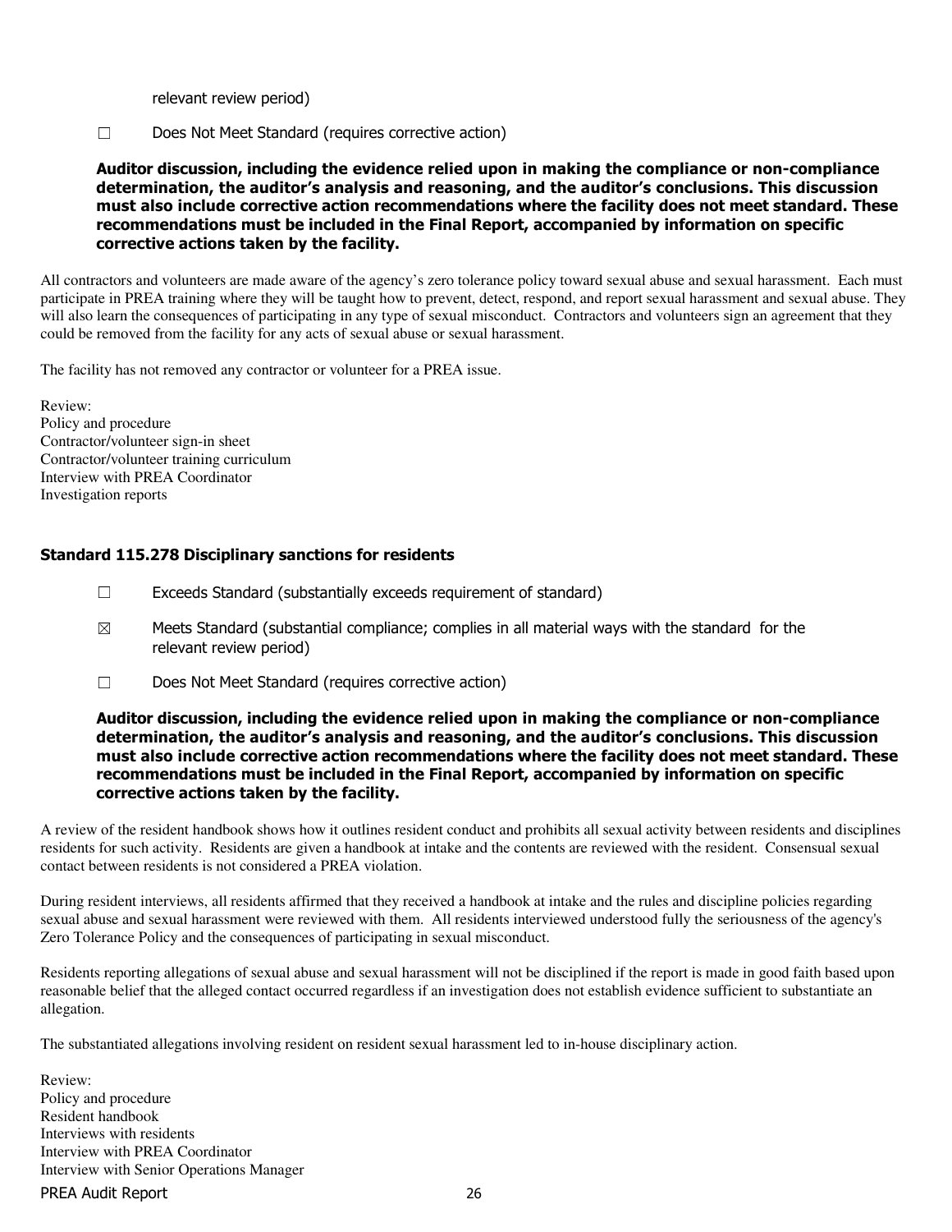relevant review period)

☐ Does Not Meet Standard (requires corrective action)

**Auditor discussion, including the evidence relied upon in making the compliance or non-compliance determination, the auditor's analysis and reasoning, and the auditor's conclusions. This discussion must also include corrective action recommendations where the facility does not meet standard. These recommendations must be included in the Final Report, accompanied by information on specific corrective actions taken by the facility.**

All contractors and volunteers are made aware of the agency's zero tolerance policy toward sexual abuse and sexual harassment. Each must participate in PREA training where they will be taught how to prevent, detect, respond, and report sexual harassment and sexual abuse. They will also learn the consequences of participating in any type of sexual misconduct. Contractors and volunteers sign an agreement that they could be removed from the facility for any acts of sexual abuse or sexual harassment.

The facility has not removed any contractor or volunteer for a PREA issue.

Review:
Policy and procedure
Contractor/volunteer sign-in sheet
Contractor/volunteer training curriculum
Interview with PREA Coordinator
Investigation reports

### Standard 115.278 Disciplinary sanctions for residents

☐ Exceeds Standard (substantially exceeds requirement of standard)

☒ Meets Standard (substantial compliance; complies in all material ways with the standard for the relevant review period)

☐ Does Not Meet Standard (requires corrective action)

**Auditor discussion, including the evidence relied upon in making the compliance or non-compliance determination, the auditor's analysis and reasoning, and the auditor's conclusions. This discussion must also include corrective action recommendations where the facility does not meet standard. These recommendations must be included in the Final Report, accompanied by information on specific corrective actions taken by the facility.**

A review of the resident handbook shows how it outlines resident conduct and prohibits all sexual activity between residents and disciplines residents for such activity. Residents are given a handbook at intake and the contents are reviewed with the resident. Consensual sexual contact between residents is not considered a PREA violation.

During resident interviews, all residents affirmed that they received a handbook at intake and the rules and discipline policies regarding sexual abuse and sexual harassment were reviewed with them. All residents interviewed understood fully the seriousness of the agency's Zero Tolerance Policy and the consequences of participating in sexual misconduct.

Residents reporting allegations of sexual abuse and sexual harassment will not be disciplined if the report is made in good faith based upon reasonable belief that the alleged contact occurred regardless if an investigation does not establish evidence sufficient to substantiate an allegation.

The substantiated allegations involving resident on resident sexual harassment led to in-house disciplinary action.

Review:
Policy and procedure
Resident handbook
Interviews with residents
Interview with PREA Coordinator
Interview with Senior Operations Manager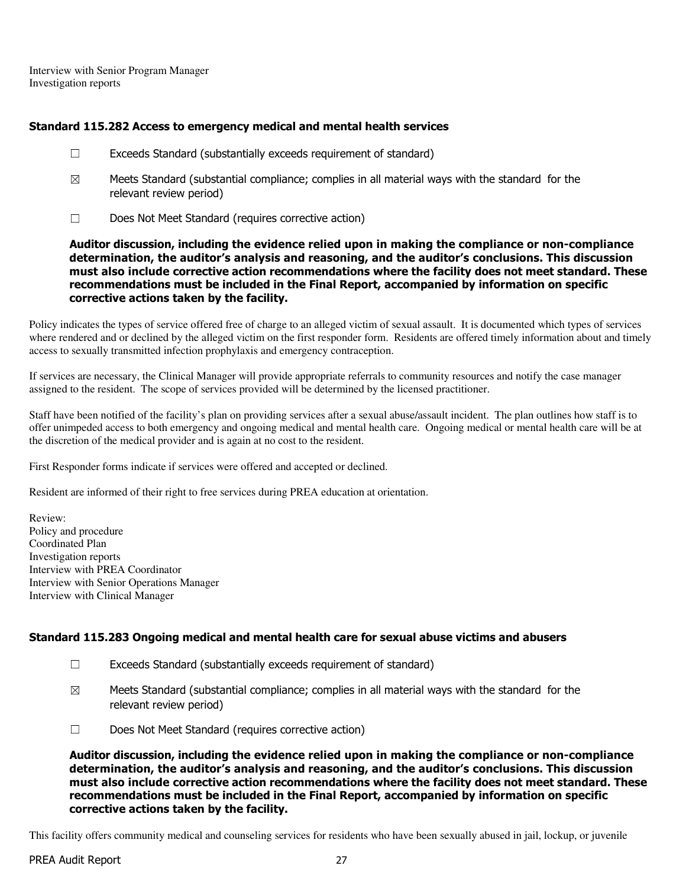Interview with Senior Program Manager
Investigation reports

### Standard 115.282 Access to emergency medical and mental health services

☐ Exceeds Standard (substantially exceeds requirement of standard)

☒ Meets Standard (substantial compliance; complies in all material ways with the standard for the relevant review period)

☐ Does Not Meet Standard (requires corrective action)

**Auditor discussion, including the evidence relied upon in making the compliance or non-compliance determination, the auditor's analysis and reasoning, and the auditor's conclusions. This discussion must also include corrective action recommendations where the facility does not meet standard. These recommendations must be included in the Final Report, accompanied by information on specific corrective actions taken by the facility.**

Policy indicates the types of service offered free of charge to an alleged victim of sexual assault. It is documented which types of services where rendered and or declined by the alleged victim on the first responder form. Residents are offered timely information about and timely access to sexually transmitted infection prophylaxis and emergency contraception.

If services are necessary, the Clinical Manager will provide appropriate referrals to community resources and notify the case manager assigned to the resident. The scope of services provided will be determined by the licensed practitioner.

Staff have been notified of the facility's plan on providing services after a sexual abuse/assault incident. The plan outlines how staff is to offer unimpeded access to both emergency and ongoing medical and mental health care. Ongoing medical or mental health care will be at the discretion of the medical provider and is again at no cost to the resident.

First Responder forms indicate if services were offered and accepted or declined.

Resident are informed of their right to free services during PREA education at orientation.

Review:
Policy and procedure
Coordinated Plan
Investigation reports
Interview with PREA Coordinator
Interview with Senior Operations Manager
Interview with Clinical Manager

### Standard 115.283 Ongoing medical and mental health care for sexual abuse victims and abusers

☐ Exceeds Standard (substantially exceeds requirement of standard)

☒ Meets Standard (substantial compliance; complies in all material ways with the standard for the relevant review period)

☐ Does Not Meet Standard (requires corrective action)

**Auditor discussion, including the evidence relied upon in making the compliance or non-compliance determination, the auditor's analysis and reasoning, and the auditor's conclusions. This discussion must also include corrective action recommendations where the facility does not meet standard. These recommendations must be included in the Final Report, accompanied by information on specific corrective actions taken by the facility.**

This facility offers community medical and counseling services for residents who have been sexually abused in jail, lockup, or juvenile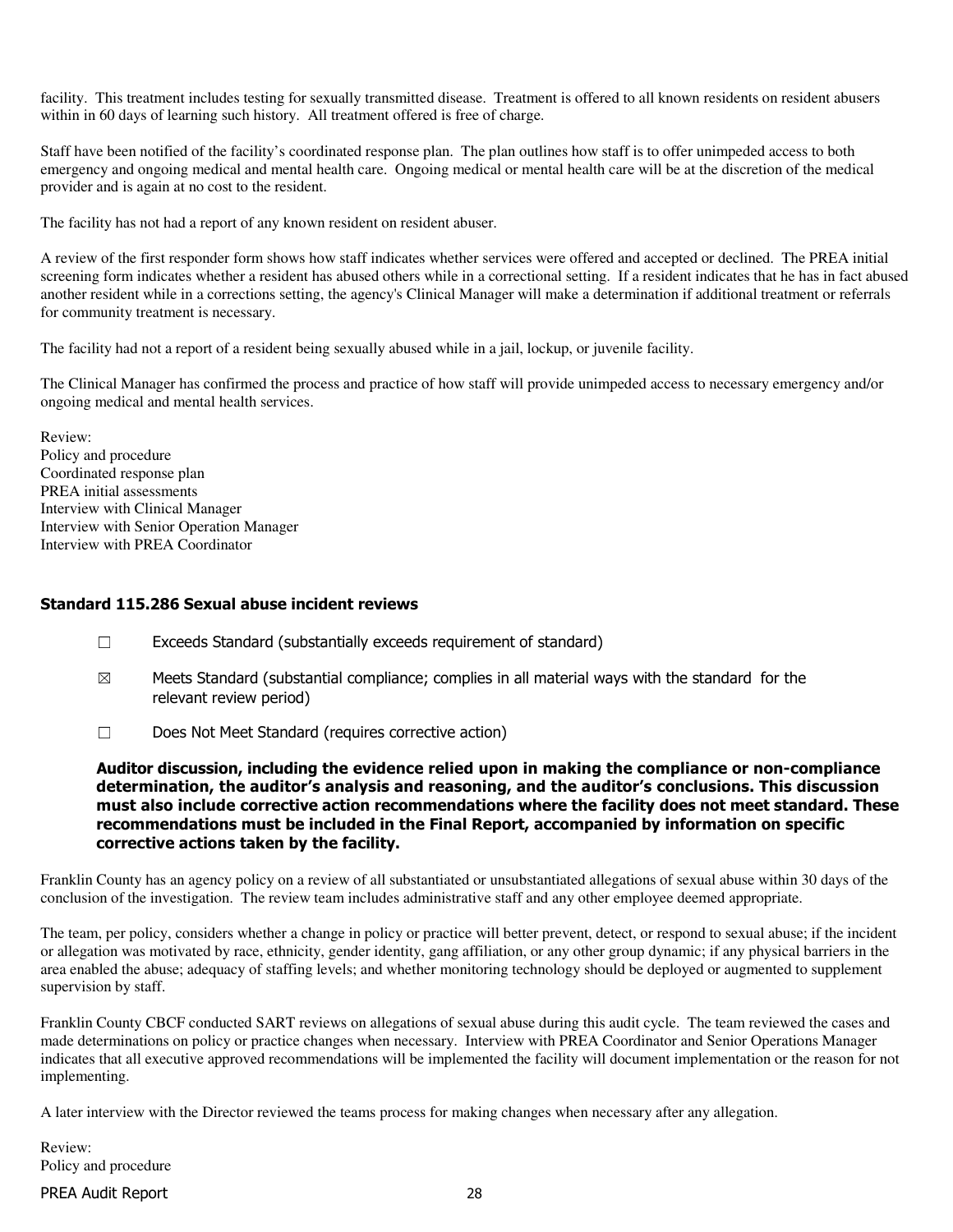facility. This treatment includes testing for sexually transmitted disease. Treatment is offered to all known residents on resident abusers within in 60 days of learning such history. All treatment offered is free of charge.

Staff have been notified of the facility's coordinated response plan. The plan outlines how staff is to offer unimpeded access to both emergency and ongoing medical and mental health care. Ongoing medical or mental health care will be at the discretion of the medical provider and is again at no cost to the resident.

The facility has not had a report of any known resident on resident abuser.

A review of the first responder form shows how staff indicates whether services were offered and accepted or declined. The PREA initial screening form indicates whether a resident has abused others while in a correctional setting. If a resident indicates that he has in fact abused another resident while in a corrections setting, the agency's Clinical Manager will make a determination if additional treatment or referrals for community treatment is necessary.

The facility had not a report of a resident being sexually abused while in a jail, lockup, or juvenile facility.

The Clinical Manager has confirmed the process and practice of how staff will provide unimpeded access to necessary emergency and/or ongoing medical and mental health services.

Review:
Policy and procedure
Coordinated response plan
PREA initial assessments
Interview with Clinical Manager
Interview with Senior Operation Manager
Interview with PREA Coordinator

### Standard 115.286 Sexual abuse incident reviews

☐ Exceeds Standard (substantially exceeds requirement of standard)

☒ Meets Standard (substantial compliance; complies in all material ways with the standard for the relevant review period)

☐ Does Not Meet Standard (requires corrective action)

**Auditor discussion, including the evidence relied upon in making the compliance or non-compliance determination, the auditor's analysis and reasoning, and the auditor's conclusions. This discussion must also include corrective action recommendations where the facility does not meet standard. These recommendations must be included in the Final Report, accompanied by information on specific corrective actions taken by the facility.**

Franklin County has an agency policy on a review of all substantiated or unsubstantiated allegations of sexual abuse within 30 days of the conclusion of the investigation. The review team includes administrative staff and any other employee deemed appropriate.

The team, per policy, considers whether a change in policy or practice will better prevent, detect, or respond to sexual abuse; if the incident or allegation was motivated by race, ethnicity, gender identity, gang affiliation, or any other group dynamic; if any physical barriers in the area enabled the abuse; adequacy of staffing levels; and whether monitoring technology should be deployed or augmented to supplement supervision by staff.

Franklin County CBCF conducted SART reviews on allegations of sexual abuse during this audit cycle. The team reviewed the cases and made determinations on policy or practice changes when necessary. Interview with PREA Coordinator and Senior Operations Manager indicates that all executive approved recommendations will be implemented the facility will document implementation or the reason for not implementing.

A later interview with the Director reviewed the teams process for making changes when necessary after any allegation.

Review:
Policy and procedure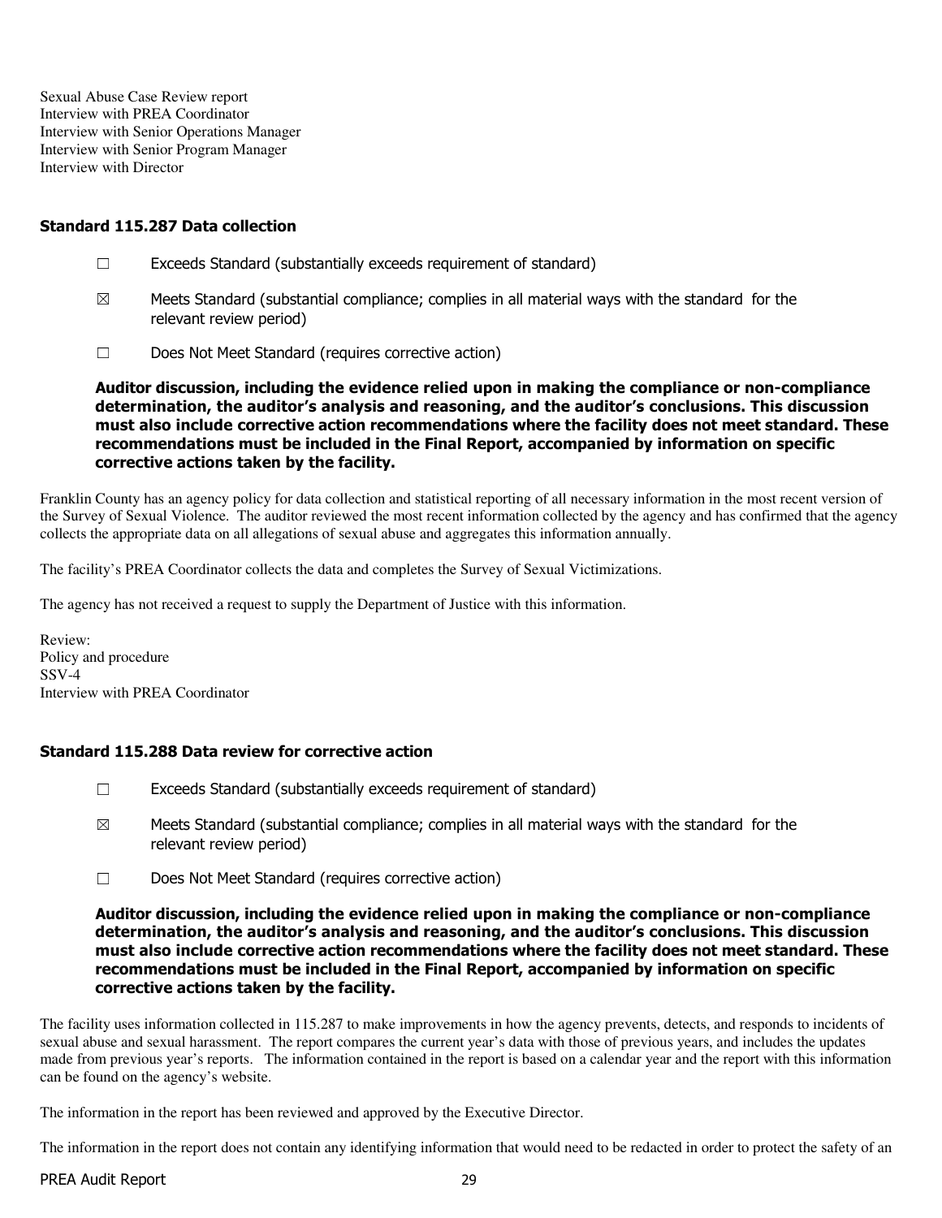Sexual Abuse Case Review report
Interview with PREA Coordinator
Interview with Senior Operations Manager
Interview with Senior Program Manager
Interview with Director

### Standard 115.287 Data collection

☐ Exceeds Standard (substantially exceeds requirement of standard)

☒ Meets Standard (substantial compliance; complies in all material ways with the standard for the relevant review period)

☐ Does Not Meet Standard (requires corrective action)

**Auditor discussion, including the evidence relied upon in making the compliance or non-compliance determination, the auditor's analysis and reasoning, and the auditor's conclusions. This discussion must also include corrective action recommendations where the facility does not meet standard. These recommendations must be included in the Final Report, accompanied by information on specific corrective actions taken by the facility.**

Franklin County has an agency policy for data collection and statistical reporting of all necessary information in the most recent version of the Survey of Sexual Violence. The auditor reviewed the most recent information collected by the agency and has confirmed that the agency collects the appropriate data on all allegations of sexual abuse and aggregates this information annually.

The facility's PREA Coordinator collects the data and completes the Survey of Sexual Victimizations.

The agency has not received a request to supply the Department of Justice with this information.

Review:
Policy and procedure
SSV-4
Interview with PREA Coordinator

### Standard 115.288 Data review for corrective action

☐ Exceeds Standard (substantially exceeds requirement of standard)

☒ Meets Standard (substantial compliance; complies in all material ways with the standard for the relevant review period)

☐ Does Not Meet Standard (requires corrective action)

**Auditor discussion, including the evidence relied upon in making the compliance or non-compliance determination, the auditor's analysis and reasoning, and the auditor's conclusions. This discussion must also include corrective action recommendations where the facility does not meet standard. These recommendations must be included in the Final Report, accompanied by information on specific corrective actions taken by the facility.**

The facility uses information collected in 115.287 to make improvements in how the agency prevents, detects, and responds to incidents of sexual abuse and sexual harassment. The report compares the current year's data with those of previous years, and includes the updates made from previous year's reports. The information contained in the report is based on a calendar year and the report with this information can be found on the agency's website.

The information in the report has been reviewed and approved by the Executive Director.

The information in the report does not contain any identifying information that would need to be redacted in order to protect the safety of an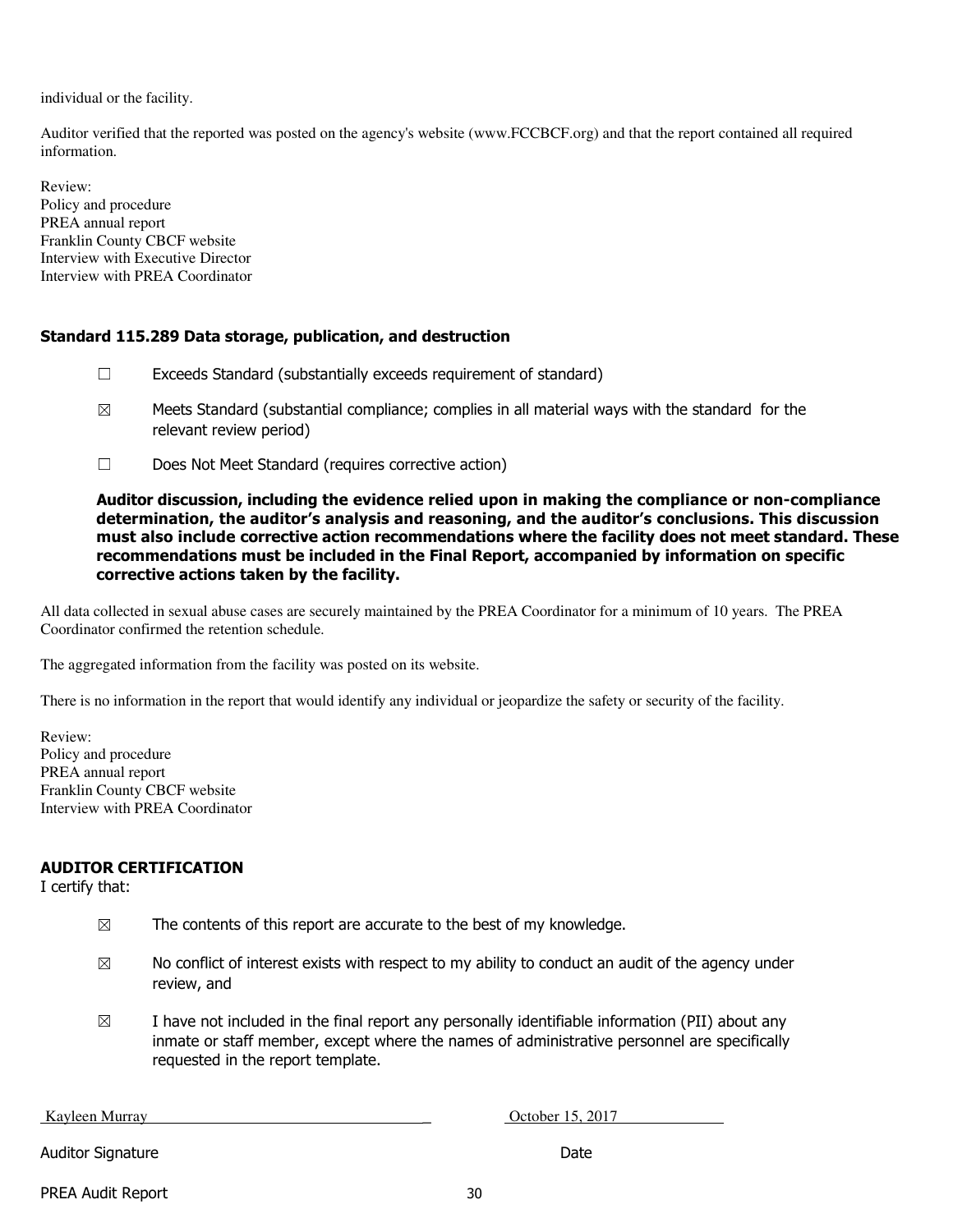individual or the facility.

Auditor verified that the reported was posted on the agency's website (www.FCCBCF.org) and that the report contained all required information.

Review:
Policy and procedure
PREA annual report
Franklin County CBCF website
Interview with Executive Director
Interview with PREA Coordinator

### Standard 115.289 Data storage, publication, and destruction

☐ Exceeds Standard (substantially exceeds requirement of standard)

☒ Meets Standard (substantial compliance; complies in all material ways with the standard for the relevant review period)

☐ Does Not Meet Standard (requires corrective action)

**Auditor discussion, including the evidence relied upon in making the compliance or non-compliance determination, the auditor's analysis and reasoning, and the auditor's conclusions. This discussion must also include corrective action recommendations where the facility does not meet standard. These recommendations must be included in the Final Report, accompanied by information on specific corrective actions taken by the facility.**

All data collected in sexual abuse cases are securely maintained by the PREA Coordinator for a minimum of 10 years. The PREA Coordinator confirmed the retention schedule.

The aggregated information from the facility was posted on its website.

There is no information in the report that would identify any individual or jeopardize the safety or security of the facility.

Review:
Policy and procedure
PREA annual report
Franklin County CBCF website
Interview with PREA Coordinator

### AUDITOR CERTIFICATION

I certify that:

☒ The contents of this report are accurate to the best of my knowledge.

☒ No conflict of interest exists with respect to my ability to conduct an audit of the agency under review, and

☒ I have not included in the final report any personally identifiable information (PII) about any inmate or staff member, except where the names of administrative personnel are specifically requested in the report template.

Kayleen Murray — October 15, 2017

Auditor Signature — Date